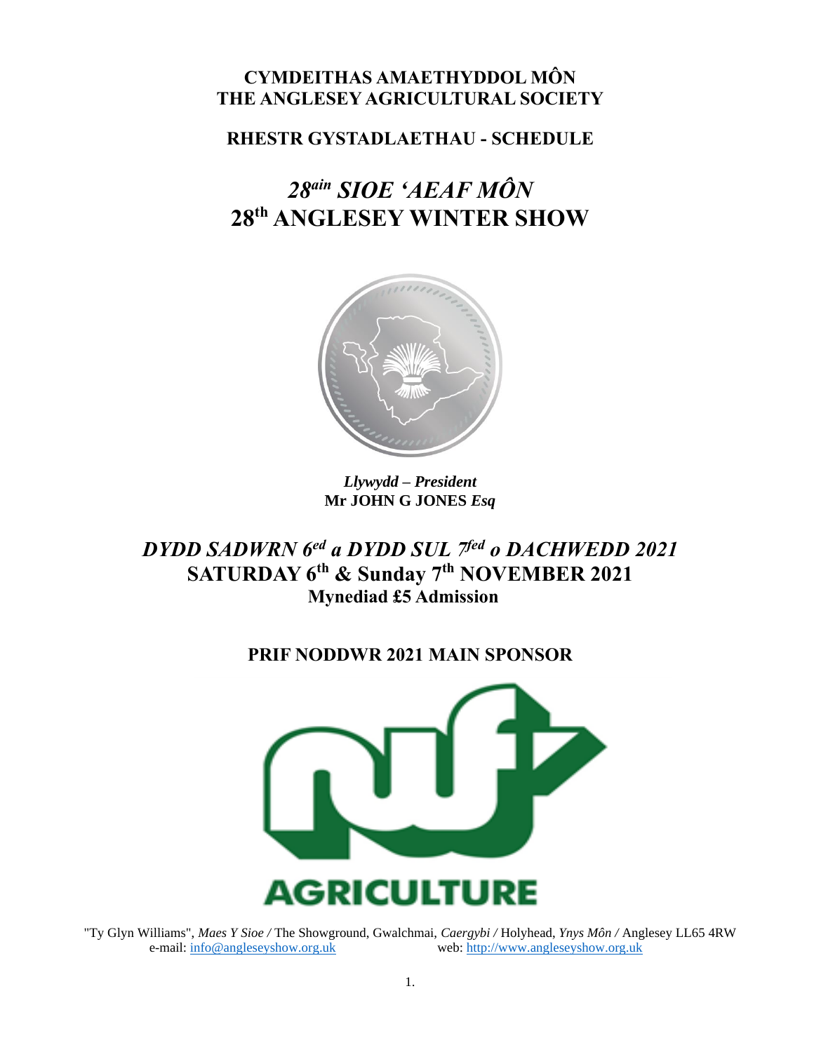**CYMDEITHAS AMAETHYDDOL MÔN**
**THE ANGLESEY AGRICULTURAL SOCIETY**

**RHESTR GYSTADLAETHAU - SCHEDULE**

# *28ain SIOE 'AEAF MÔN*
# 28th ANGLESEY WINTER SHOW

***Llywydd – President***
**Mr JOHN G JONES *Esq***

## *DYDD SADWRN 6ed a DYDD SUL 7fed o DACHWEDD 2021*
## SATURDAY 6th & Sunday 7th NOVEMBER 2021
**Mynediad £5 Admission**

**PRIF NODDWR 2021 MAIN SPONSOR**

**AGRICULTURE**

"Ty Glyn Williams", *Maes Y Sioe /* The Showground, Gwalchmai, *Caergybi /* Holyhead, *Ynys Môn /* Anglesey LL65 4RW
e-mail: info@angleseyshow.org.uk web: http://www.angleseyshow.org.uk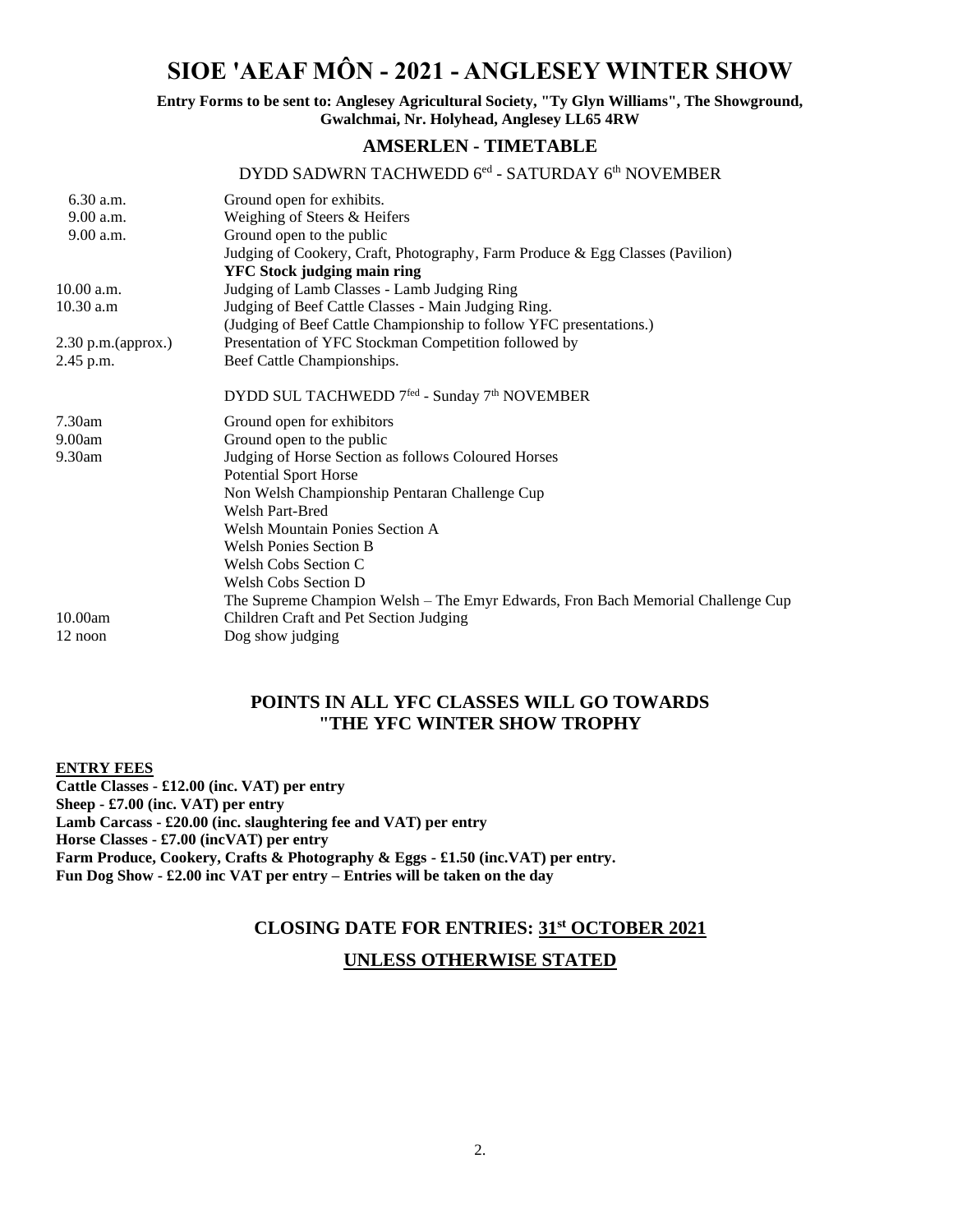# SIOE 'AEAF MÔN - 2021 - ANGLESEY WINTER SHOW

**Entry Forms to be sent to: Anglesey Agricultural Society, "Ty Glyn Williams", The Showground, Gwalchmai, Nr. Holyhead, Anglesey LL65 4RW**

## AMSERLEN - TIMETABLE

### DYDD SADWRN TACHWEDD 6ed - SATURDAY 6th NOVEMBER

| | |
|---|---|
| 6.30 a.m. | Ground open for exhibits. |
| 9.00 a.m. | Weighing of Steers & Heifers |
| 9.00 a.m. | Ground open to the public |
| | Judging of Cookery, Craft, Photography, Farm Produce & Egg Classes (Pavilion) |
| | **YFC Stock judging main ring** |
| 10.00 a.m. | Judging of Lamb Classes - Lamb Judging Ring |
| 10.30 a.m | Judging of Beef Cattle Classes - Main Judging Ring. |
| | (Judging of Beef Cattle Championship to follow YFC presentations.) |
| 2.30 p.m.(approx.) | Presentation of YFC Stockman Competition followed by |
| 2.45 p.m. | Beef Cattle Championships. |

### DYDD SUL TACHWEDD 7fed - Sunday 7th NOVEMBER

| | |
|---|---|
| 7.30am | Ground open for exhibitors |
| 9.00am | Ground open to the public |
| 9.30am | Judging of Horse Section as follows Coloured Horses |
| | Potential Sport Horse |
| | Non Welsh Championship Pentaran Challenge Cup |
| | Welsh Part-Bred |
| | Welsh Mountain Ponies Section A |
| | Welsh Ponies Section B |
| | Welsh Cobs Section C |
| | Welsh Cobs Section D |
| | The Supreme Champion Welsh – The Emyr Edwards, Fron Bach Memorial Challenge Cup |
| 10.00am | Children Craft and Pet Section Judging |
| 12 noon | Dog show judging |

## POINTS IN ALL YFC CLASSES WILL GO TOWARDS "THE YFC WINTER SHOW TROPHY

**ENTRY FEES**

**Cattle Classes - £12.00 (inc. VAT) per entry**
**Sheep - £7.00 (inc. VAT) per entry**
**Lamb Carcass - £20.00 (inc. slaughtering fee and VAT) per entry**
**Horse Classes - £7.00 (incVAT) per entry**
**Farm Produce, Cookery, Crafts & Photography & Eggs - £1.50 (inc.VAT) per entry.**
**Fun Dog Show - £2.00 inc VAT per entry – Entries will be taken on the day**

## CLOSING DATE FOR ENTRIES: 31st OCTOBER 2021

## UNLESS OTHERWISE STATED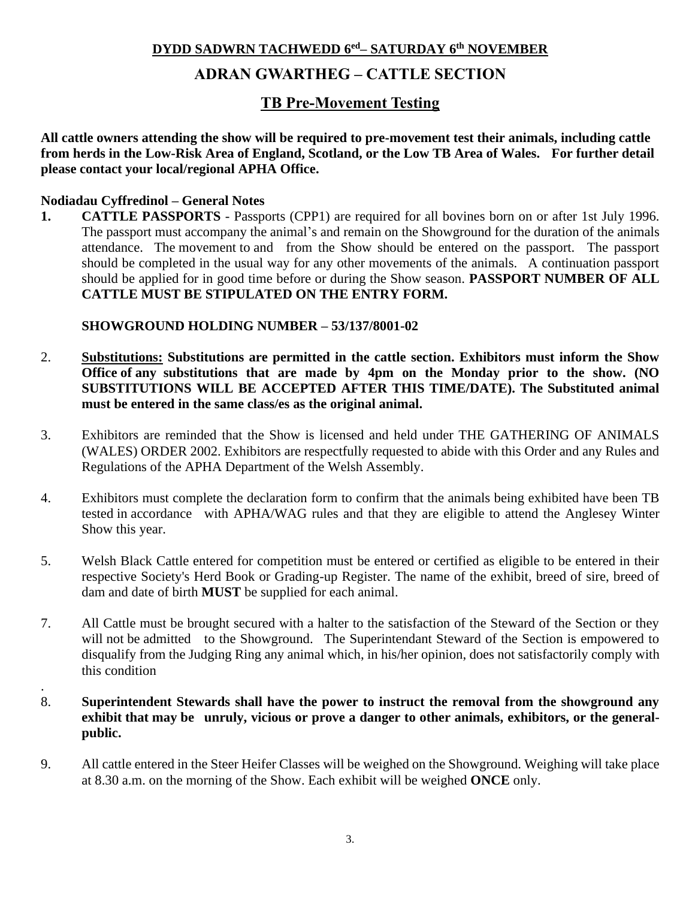## DYDD SADWRN TACHWEDD 6ed – SATURDAY 6th NOVEMBER

## ADRAN GWARTHEG – CATTLE SECTION

## TB Pre-Movement Testing

**All cattle owners attending the show will be required to pre-movement test their animals, including cattle from herds in the Low-Risk Area of England, Scotland, or the Low TB Area of Wales. For further detail please contact your local/regional APHA Office.**

**Nodiadau Cyffredinol – General Notes**

1. **CATTLE PASSPORTS** - Passports (CPP1) are required for all bovines born on or after 1st July 1996. The passport must accompany the animal's and remain on the Showground for the duration of the animals attendance. The movement to and from the Show should be entered on the passport. The passport should be completed in the usual way for any other movements of the animals. A continuation passport should be applied for in good time before or during the Show season. **PASSPORT NUMBER OF ALL CATTLE MUST BE STIPULATED ON THE ENTRY FORM.**

   **SHOWGROUND HOLDING NUMBER – 53/137/8001-02**

2. **Substitutions: Substitutions are permitted in the cattle section. Exhibitors must inform the Show Office of any substitutions that are made by 4pm on the Monday prior to the show. (NO SUBSTITUTIONS WILL BE ACCEPTED AFTER THIS TIME/DATE). The Substituted animal must be entered in the same class/es as the original animal.**

3. Exhibitors are reminded that the Show is licensed and held under THE GATHERING OF ANIMALS (WALES) ORDER 2002. Exhibitors are respectfully requested to abide with this Order and any Rules and Regulations of the APHA Department of the Welsh Assembly.

4. Exhibitors must complete the declaration form to confirm that the animals being exhibited have been TB tested in accordance with APHA/WAG rules and that they are eligible to attend the Anglesey Winter Show this year.

5. Welsh Black Cattle entered for competition must be entered or certified as eligible to be entered in their respective Society's Herd Book or Grading-up Register. The name of the exhibit, breed of sire, breed of dam and date of birth **MUST** be supplied for each animal.

7. All Cattle must be brought secured with a halter to the satisfaction of the Steward of the Section or they will not be admitted to the Showground. The Superintendant Steward of the Section is empowered to disqualify from the Judging Ring any animal which, in his/her opinion, does not satisfactorily comply with this condition

8. **Superintendent Stewards shall have the power to instruct the removal from the showground any exhibit that may be unruly, vicious or prove a danger to other animals, exhibitors, or the general-public.**

9. All cattle entered in the Steer Heifer Classes will be weighed on the Showground. Weighing will take place at 8.30 a.m. on the morning of the Show. Each exhibit will be weighed **ONCE** only.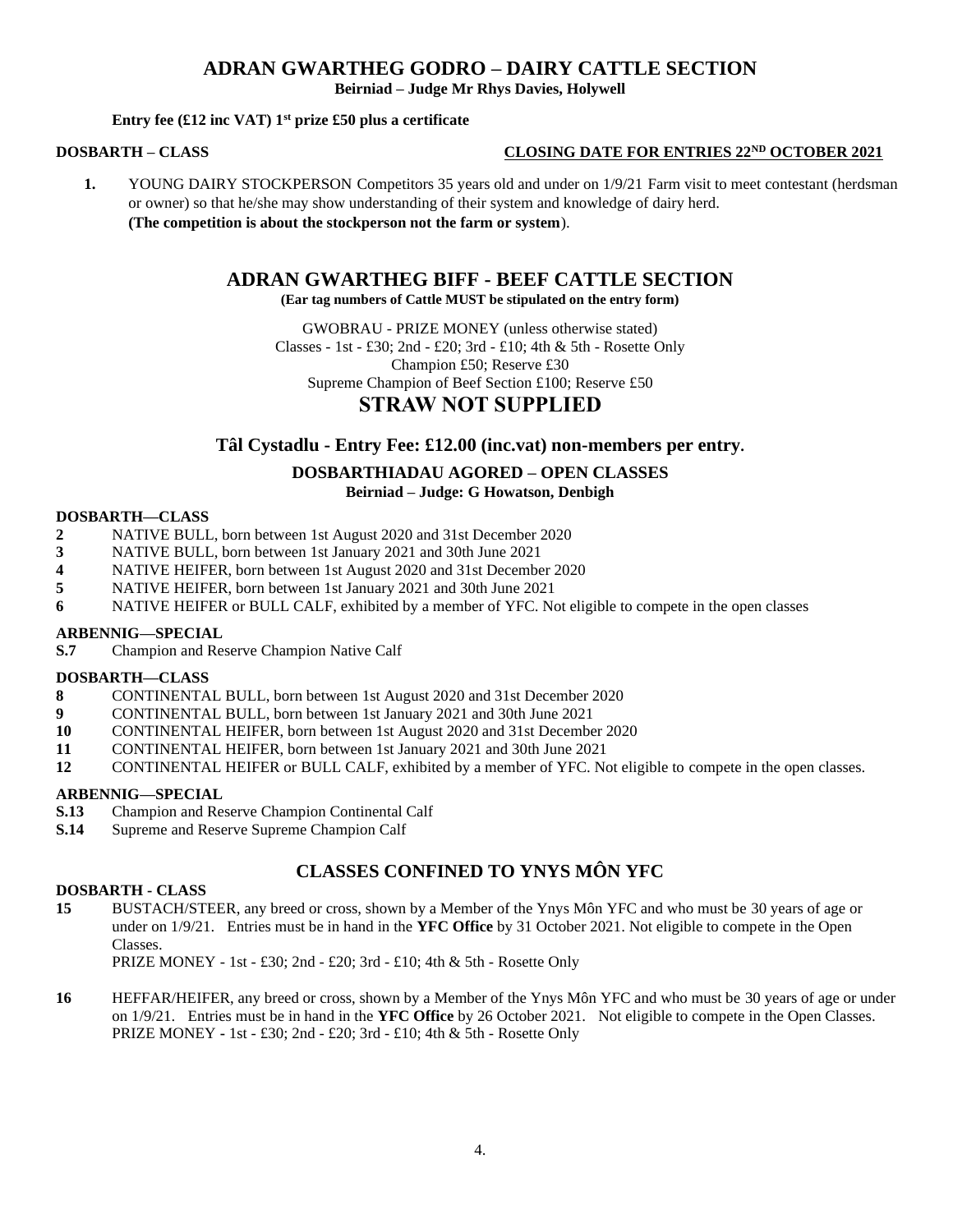## ADRAN GWARTHEG GODRO – DAIRY CATTLE SECTION

**Beirniad – Judge Mr Rhys Davies, Holywell**

**Entry fee (£12 inc VAT) 1st prize £50 plus a certificate**

**DOSBARTH – CLASS** **CLOSING DATE FOR ENTRIES 22ND OCTOBER 2021**

1. YOUNG DAIRY STOCKPERSON Competitors 35 years old and under on 1/9/21 Farm visit to meet contestant (herdsman or owner) so that he/she may show understanding of their system and knowledge of dairy herd. **(The competition is about the stockperson not the farm or system**).

## ADRAN GWARTHEG BIFF - BEEF CATTLE SECTION

**(Ear tag numbers of Cattle MUST be stipulated on the entry form)**

GWOBRAU - PRIZE MONEY (unless otherwise stated)
Classes - 1st - £30; 2nd - £20; 3rd - £10; 4th & 5th - Rosette Only
Champion £50; Reserve £30
Supreme Champion of Beef Section £100; Reserve £50

## STRAW NOT SUPPLIED

### Tâl Cystadlu - Entry Fee: £12.00 (inc.vat) non-members per entry.

**DOSBARTHIADAU AGORED – OPEN CLASSES**
**Beirniad – Judge: G Howatson, Denbigh**

**DOSBARTH—CLASS**

**2** NATIVE BULL, born between 1st August 2020 and 31st December 2020
**3** NATIVE BULL, born between 1st January 2021 and 30th June 2021
**4** NATIVE HEIFER, born between 1st August 2020 and 31st December 2020
**5** NATIVE HEIFER, born between 1st January 2021 and 30th June 2021
**6** NATIVE HEIFER or BULL CALF, exhibited by a member of YFC. Not eligible to compete in the open classes

**ARBENNIG—SPECIAL**

**S.7** Champion and Reserve Champion Native Calf

**DOSBARTH—CLASS**

**8** CONTINENTAL BULL, born between 1st August 2020 and 31st December 2020
**9** CONTINENTAL BULL, born between 1st January 2021 and 30th June 2021
**10** CONTINENTAL HEIFER, born between 1st August 2020 and 31st December 2020
**11** CONTINENTAL HEIFER, born between 1st January 2021 and 30th June 2021
**12** CONTINENTAL HEIFER or BULL CALF, exhibited by a member of YFC. Not eligible to compete in the open classes.

**ARBENNIG—SPECIAL**

**S.13** Champion and Reserve Champion Continental Calf
**S.14** Supreme and Reserve Supreme Champion Calf

### CLASSES CONFINED TO YNYS MÔN YFC

**DOSBARTH - CLASS**

**15** BUSTACH/STEER, any breed or cross, shown by a Member of the Ynys Môn YFC and who must be 30 years of age or under on 1/9/21. Entries must be in hand in the **YFC Office** by 31 October 2021. Not eligible to compete in the Open Classes.
PRIZE MONEY - 1st - £30; 2nd - £20; 3rd - £10; 4th & 5th - Rosette Only

**16** HEFFAR/HEIFER, any breed or cross, shown by a Member of the Ynys Môn YFC and who must be 30 years of age or under on 1/9/21. Entries must be in hand in the **YFC Office** by 26 October 2021. Not eligible to compete in the Open Classes.
PRIZE MONEY - 1st - £30; 2nd - £20; 3rd - £10; 4th & 5th - Rosette Only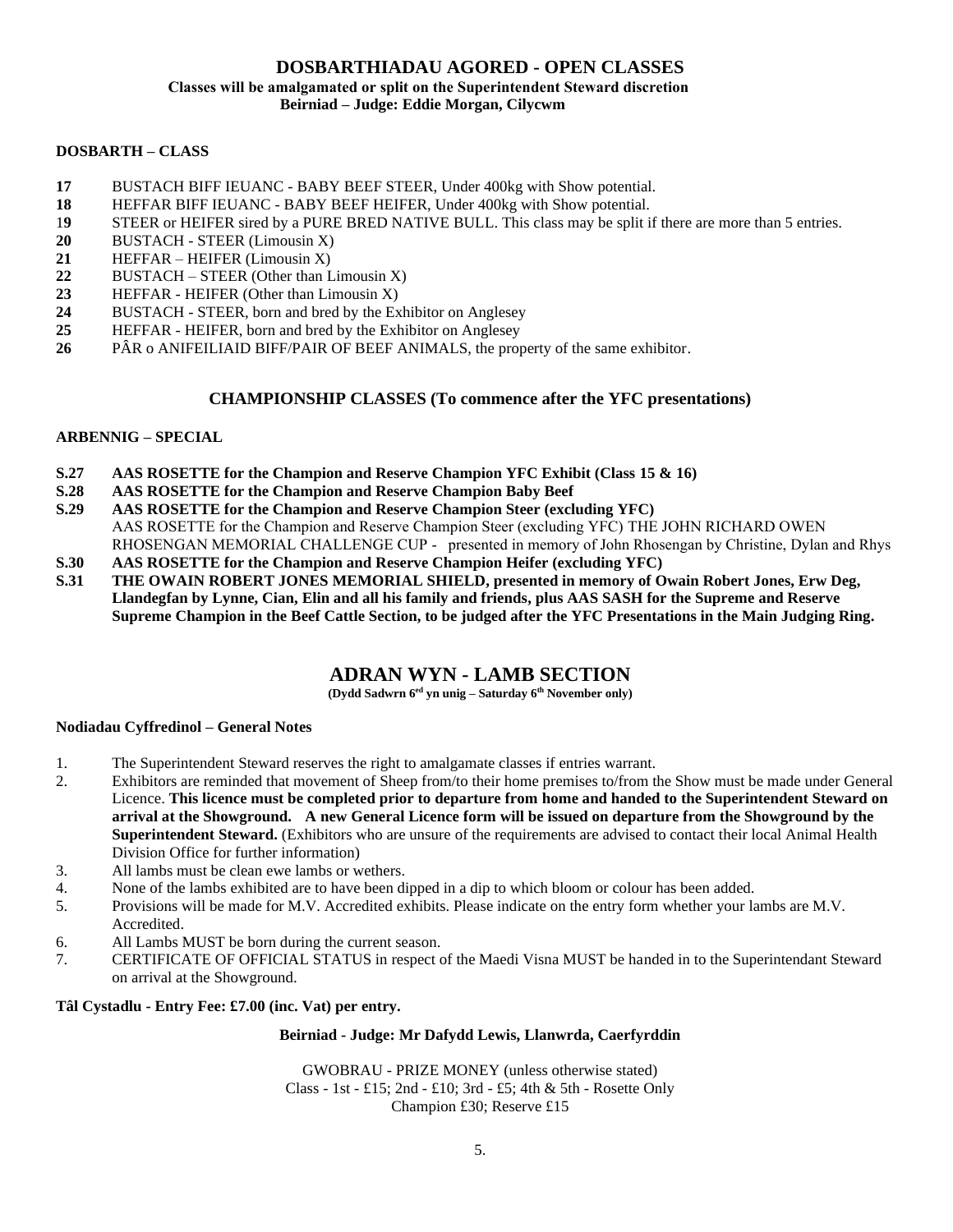## DOSBARTHIADAU AGORED - OPEN CLASSES

**Classes will be amalgamated or split on the Superintendent Steward discretion**
**Beirniad – Judge: Eddie Morgan, Cilycwm**

**DOSBARTH – CLASS**

**17** BUSTACH BIFF IEUANC - BABY BEEF STEER, Under 400kg with Show potential.
**18** HEFFAR BIFF IEUANC - BABY BEEF HEIFER, Under 400kg with Show potential.
**19** STEER or HEIFER sired by a PURE BRED NATIVE BULL. This class may be split if there are more than 5 entries.
**20** BUSTACH - STEER (Limousin X)
**21** HEFFAR – HEIFER (Limousin X)
**22** BUSTACH – STEER (Other than Limousin X)
**23** HEFFAR - HEIFER (Other than Limousin X)
**24** BUSTACH - STEER, born and bred by the Exhibitor on Anglesey
**25** HEFFAR - HEIFER, born and bred by the Exhibitor on Anglesey
**26** PÂR o ANIFEILIAID BIFF/PAIR OF BEEF ANIMALS, the property of the same exhibitor.

### CHAMPIONSHIP CLASSES (To commence after the YFC presentations)

**ARBENNIG – SPECIAL**

**S.27** **AAS ROSETTE for the Champion and Reserve Champion YFC Exhibit (Class 15 & 16)**
**S.28** **AAS ROSETTE for the Champion and Reserve Champion Baby Beef**
**S.29** **AAS ROSETTE for the Champion and Reserve Champion Steer (excluding YFC)**
AAS ROSETTE for the Champion and Reserve Champion Steer (excluding YFC) THE JOHN RICHARD OWEN RHOSENGAN MEMORIAL CHALLENGE CUP - presented in memory of John Rhosengan by Christine, Dylan and Rhys
**S.30** **AAS ROSETTE for the Champion and Reserve Champion Heifer (excluding YFC)**
**S.31** **THE OWAIN ROBERT JONES MEMORIAL SHIELD, presented in memory of Owain Robert Jones, Erw Deg, Llandegfan by Lynne, Cian, Elin and all his family and friends, plus AAS SASH for the Supreme and Reserve Supreme Champion in the Beef Cattle Section, to be judged after the YFC Presentations in the Main Judging Ring.**

## ADRAN WYN - LAMB SECTION

**(Dydd Sadwrn 6ed yn unig – Saturday 6th November only)**

**Nodiadau Cyffredinol – General Notes**

1. The Superintendent Steward reserves the right to amalgamate classes if entries warrant.
2. Exhibitors are reminded that movement of Sheep from/to their home premises to/from the Show must be made under General Licence. **This licence must be completed prior to departure from home and handed to the Superintendent Steward on arrival at the Showground. A new General Licence form will be issued on departure from the Showground by the Superintendent Steward.** (Exhibitors who are unsure of the requirements are advised to contact their local Animal Health Division Office for further information)
3. All lambs must be clean ewe lambs or wethers.
4. None of the lambs exhibited are to have been dipped in a dip to which bloom or colour has been added.
5. Provisions will be made for M.V. Accredited exhibits. Please indicate on the entry form whether your lambs are M.V. Accredited.
6. All Lambs MUST be born during the current season.
7. CERTIFICATE OF OFFICIAL STATUS in respect of the Maedi Visna MUST be handed in to the Superintendant Steward on arrival at the Showground.

**Tâl Cystadlu - Entry Fee: £7.00 (inc. Vat) per entry.**

**Beirniad - Judge: Mr Dafydd Lewis, Llanwrda, Caerfyrddin**

GWOBRAU - PRIZE MONEY (unless otherwise stated)
Class - 1st - £15; 2nd - £10; 3rd - £5; 4th & 5th - Rosette Only
Champion £30; Reserve £15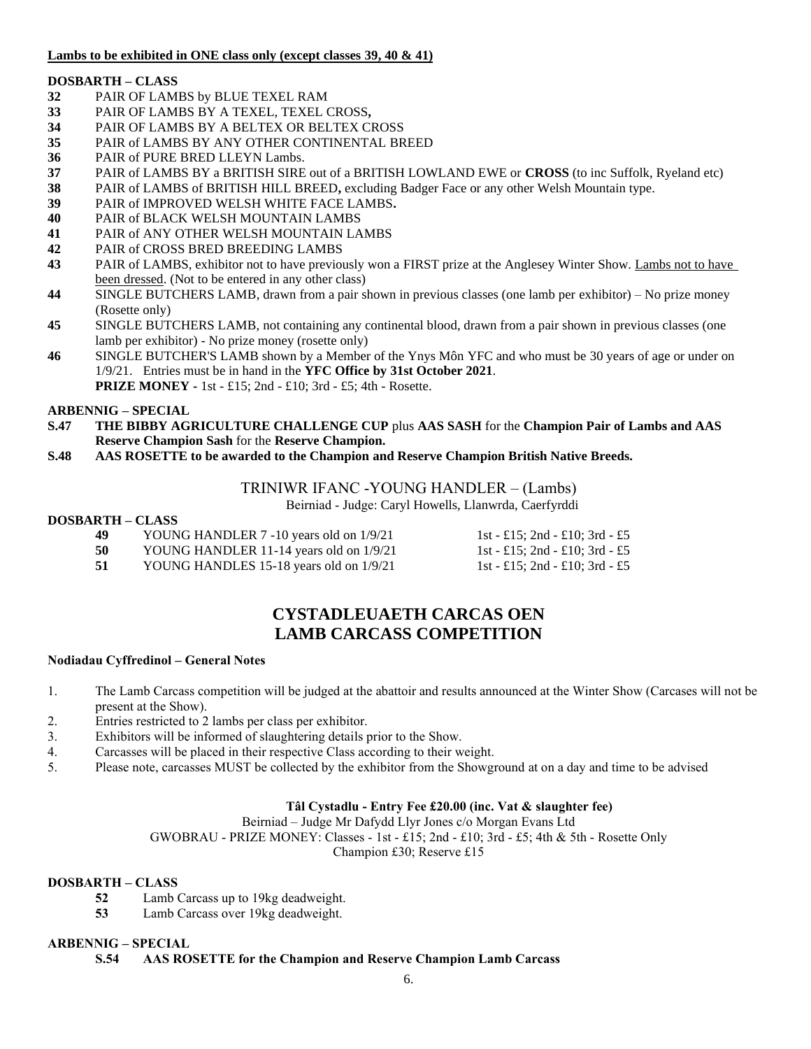**Lambs to be exhibited in ONE class only (except classes 39, 40 & 41)**

**DOSBARTH – CLASS**

**32** PAIR OF LAMBS by BLUE TEXEL RAM
**33** PAIR OF LAMBS BY A TEXEL, TEXEL CROSS**,**
**34** PAIR OF LAMBS BY A BELTEX OR BELTEX CROSS
**35** PAIR of LAMBS BY ANY OTHER CONTINENTAL BREED
**36** PAIR of PURE BRED LLEYN Lambs.
**37** PAIR of LAMBS BY a BRITISH SIRE out of a BRITISH LOWLAND EWE or **CROSS** (to inc Suffolk, Ryeland etc)
**38** PAIR of LAMBS of BRITISH HILL BREED**,** excluding Badger Face or any other Welsh Mountain type.
**39** PAIR of IMPROVED WELSH WHITE FACE LAMBS**.**
**40** PAIR of BLACK WELSH MOUNTAIN LAMBS
**41** PAIR of ANY OTHER WELSH MOUNTAIN LAMBS
**42** PAIR of CROSS BRED BREEDING LAMBS
**43** PAIR of LAMBS, exhibitor not to have previously won a FIRST prize at the Anglesey Winter Show. Lambs not to have been dressed. (Not to be entered in any other class)
**44** SINGLE BUTCHERS LAMB, drawn from a pair shown in previous classes (one lamb per exhibitor) – No prize money (Rosette only)
**45** SINGLE BUTCHERS LAMB, not containing any continental blood, drawn from a pair shown in previous classes (one lamb per exhibitor) - No prize money (rosette only)
**46** SINGLE BUTCHER'S LAMB shown by a Member of the Ynys Môn YFC and who must be 30 years of age or under on 1/9/21. Entries must be in hand in the **YFC Office by 31st October 2021**.
**PRIZE MONEY** - 1st - £15; 2nd - £10; 3rd - £5; 4th - Rosette.

**ARBENNIG – SPECIAL**

**S.47** **THE BIBBY AGRICULTURE CHALLENGE CUP** plus **AAS SASH** for the **Champion Pair of Lambs and AAS Reserve Champion Sash** for the **Reserve Champion.**
**S.48** **AAS ROSETTE to be awarded to the Champion and Reserve Champion British Native Breeds.**

## TRINIWR IFANC -YOUNG HANDLER – (Lambs)

Beirniad - Judge: Caryl Howells, Llanwrda, Caerfyrddi

**DOSBARTH – CLASS**

| | | |
|---|---|---|
| **49** | YOUNG HANDLER 7 -10 years old on 1/9/21 | 1st - £15; 2nd - £10; 3rd - £5 |
| **50** | YOUNG HANDLER 11-14 years old on 1/9/21 | 1st - £15; 2nd - £10; 3rd - £5 |
| **51** | YOUNG HANDLES 15-18 years old on 1/9/21 | 1st - £15; 2nd - £10; 3rd - £5 |

# CYSTADLEUAETH CARCAS OEN
# LAMB CARCASS COMPETITION

**Nodiadau Cyffredinol – General Notes**

1. The Lamb Carcass competition will be judged at the abattoir and results announced at the Winter Show (Carcases will not be present at the Show).
2. Entries restricted to 2 lambs per class per exhibitor.
3. Exhibitors will be informed of slaughtering details prior to the Show.
4. Carcasses will be placed in their respective Class according to their weight.
5. Please note, carcasses MUST be collected by the exhibitor from the Showground at on a day and time to be advised

**Tâl Cystadlu - Entry Fee £20.00 (inc. Vat & slaughter fee)**

Beirniad – Judge Mr Dafydd Llyr Jones c/o Morgan Evans Ltd
GWOBRAU - PRIZE MONEY: Classes - 1st - £15; 2nd - £10; 3rd - £5; 4th & 5th - Rosette Only
Champion £30; Reserve £15

**DOSBARTH – CLASS**

**52** Lamb Carcass up to 19kg deadweight.
**53** Lamb Carcass over 19kg deadweight.

**ARBENNIG – SPECIAL**

**S.54** **AAS ROSETTE for the Champion and Reserve Champion Lamb Carcass**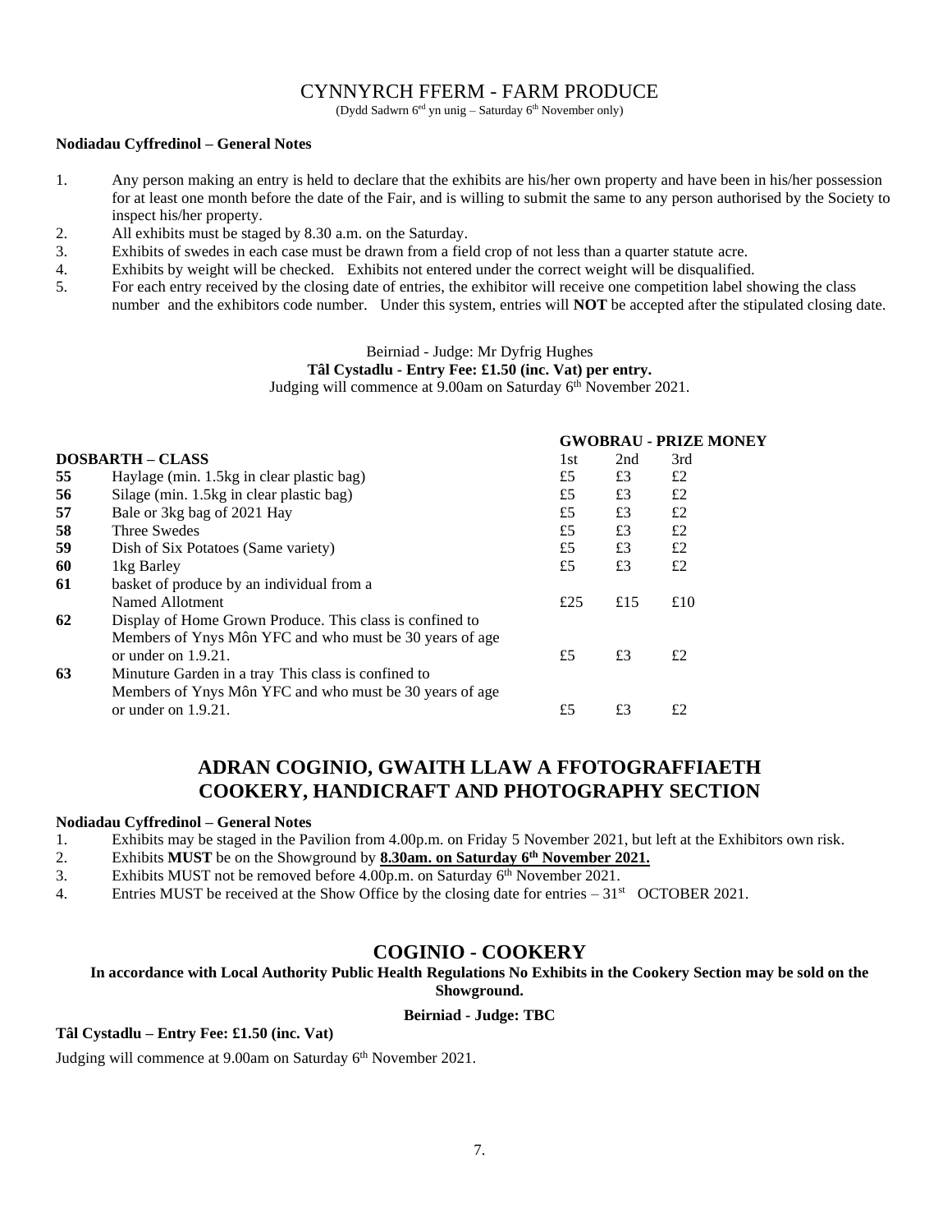# CYNNYRCH FFERM - FARM PRODUCE

(Dydd Sadwrn 6ed yn unig – Saturday 6th November only)

**Nodiadau Cyffredinol – General Notes**

1. Any person making an entry is held to declare that the exhibits are his/her own property and have been in his/her possession for at least one month before the date of the Fair, and is willing to submit the same to any person authorised by the Society to inspect his/her property.
2. All exhibits must be staged by 8.30 a.m. on the Saturday.
3. Exhibits of swedes in each case must be drawn from a field crop of not less than a quarter statute acre.
4. Exhibits by weight will be checked. Exhibits not entered under the correct weight will be disqualified.
5. For each entry received by the closing date of entries, the exhibitor will receive one competition label showing the class number and the exhibitors code number. Under this system, entries will **NOT** be accepted after the stipulated closing date.

Beirniad - Judge: Mr Dyfrig Hughes

**Tâl Cystadlu - Entry Fee: £1.50 (inc. Vat) per entry.**

Judging will commence at 9.00am on Saturday 6th November 2021.

| **DOSBARTH – CLASS** | | **GWOBRAU - PRIZE MONEY** 1st | 2nd | 3rd |
|---|---|---|---|---|
| **55** | Haylage (min. 1.5kg in clear plastic bag) | £5 | £3 | £2 |
| **56** | Silage (min. 1.5kg in clear plastic bag) | £5 | £3 | £2 |
| **57** | Bale or 3kg bag of 2021 Hay | £5 | £3 | £2 |
| **58** | Three Swedes | £5 | £3 | £2 |
| **59** | Dish of Six Potatoes (Same variety) | £5 | £3 | £2 |
| **60** | 1kg Barley | £5 | £3 | £2 |
| **61** | basket of produce by an individual from a Named Allotment | £25 | £15 | £10 |
| **62** | Display of Home Grown Produce. This class is confined to Members of Ynys Môn YFC and who must be 30 years of age or under on 1.9.21. | £5 | £3 | £2 |
| **63** | Minuture Garden in a tray This class is confined to Members of Ynys Môn YFC and who must be 30 years of age or under on 1.9.21. | £5 | £3 | £2 |

# ADRAN COGINIO, GWAITH LLAW A FFOTOGRAFFIAETH
# COOKERY, HANDICRAFT AND PHOTOGRAPHY SECTION

**Nodiadau Cyffredinol – General Notes**

1. Exhibits may be staged in the Pavilion from 4.00p.m. on Friday 5 November 2021, but left at the Exhibitors own risk.
2. Exhibits **MUST** be on the Showground by **8.30am. on Saturday 6th November 2021.**
3. Exhibits MUST not be removed before 4.00p.m. on Saturday 6th November 2021.
4. Entries MUST be received at the Show Office by the closing date for entries – 31st OCTOBER 2021.

## COGINIO - COOKERY

**In accordance with Local Authority Public Health Regulations No Exhibits in the Cookery Section may be sold on the Showground.**

**Beirniad - Judge: TBC**

**Tâl Cystadlu – Entry Fee: £1.50 (inc. Vat)**

Judging will commence at 9.00am on Saturday 6th November 2021.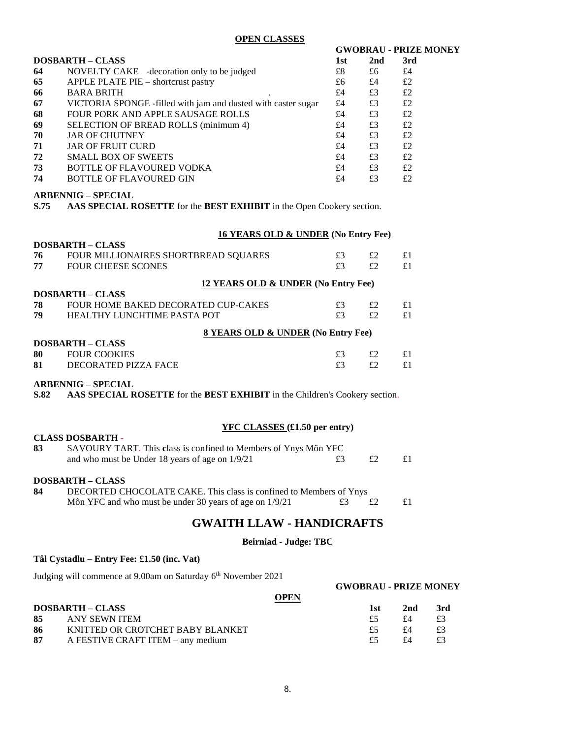## OPEN CLASSES

| DOSBARTH – CLASS | | GWOBRAU - PRIZE MONEY 1st | 2nd | 3rd |
|---|---|---|---|---|
| 64 | NOVELTY CAKE -decoration only to be judged | £8 | £6 | £4 |
| 65 | APPLE PLATE PIE – shortcrust pastry | £6 | £4 | £2 |
| 66 | BARA BRITH | £4 | £3 | £2 |
| 67 | VICTORIA SPONGE -filled with jam and dusted with caster sugar | £4 | £3 | £2 |
| 68 | FOUR PORK AND APPLE SAUSAGE ROLLS | £4 | £3 | £2 |
| 69 | SELECTION OF BREAD ROLLS (minimum 4) | £4 | £3 | £2 |
| 70 | JAR OF CHUTNEY | £4 | £3 | £2 |
| 71 | JAR OF FRUIT CURD | £4 | £3 | £2 |
| 72 | SMALL BOX OF SWEETS | £4 | £3 | £2 |
| 73 | BOTTLE OF FLAVOURED VODKA | £4 | £3 | £2 |
| 74 | BOTTLE OF FLAVOURED GIN | £4 | £3 | £2 |

**ARBENNIG – SPECIAL**

**S.75** **AAS SPECIAL ROSETTE** for the **BEST EXHIBIT** in the Open Cookery section.

### 16 YEARS OLD & UNDER (No Entry Fee)

| DOSBARTH – CLASS | | | | |
|---|---|---|---|---|
| 76 | FOUR MILLIONAIRES SHORTBREAD SQUARES | £3 | £2 | £1 |
| 77 | FOUR CHEESE SCONES | £3 | £2 | £1 |

### 12 YEARS OLD & UNDER (No Entry Fee)

| DOSBARTH – CLASS | | | | |
|---|---|---|---|---|
| 78 | FOUR HOME BAKED DECORATED CUP-CAKES | £3 | £2 | £1 |
| 79 | HEALTHY LUNCHTIME PASTA POT | £3 | £2 | £1 |

### 8 YEARS OLD & UNDER (No Entry Fee)

| DOSBARTH – CLASS | | | | |
|---|---|---|---|---|
| 80 | FOUR COOKIES | £3 | £2 | £1 |
| 81 | DECORATED PIZZA FACE | £3 | £2 | £1 |

**ARBENNIG – SPECIAL**

**S.82** **AAS SPECIAL ROSETTE** for the **BEST EXHIBIT** in the Children's Cookery section.

### YFC CLASSES (£1.50 per entry)

| CLASS DOSBARTH - | | | | |
|---|---|---|---|---|
| 83 | SAVOURY TART. This class is confined to Members of Ynys Môn YFC and who must be Under 18 years of age on 1/9/21 | £3 | £2 | £1 |

| DOSBARTH – CLASS | | | | |
|---|---|---|---|---|
| 84 | DECORTED CHOCOLATE CAKE. This class is confined to Members of Ynys Môn YFC and who must be under 30 years of age on 1/9/21 | £3 | £2 | £1 |

# GWAITH LLAW - HANDICRAFTS

**Beirniad - Judge: TBC**

**Tâl Cystadlu – Entry Fee: £1.50 (inc. Vat)**

Judging will commence at 9.00am on Saturday 6th November 2021

### OPEN

| DOSBARTH – CLASS | | GWOBRAU - PRIZE MONEY 1st | 2nd | 3rd |
|---|---|---|---|---|
| 85 | ANY SEWN ITEM | £5 | £4 | £3 |
| 86 | KNITTED OR CROTCHET BABY BLANKET | £5 | £4 | £3 |
| 87 | A FESTIVE CRAFT ITEM – any medium | £5 | £4 | £3 |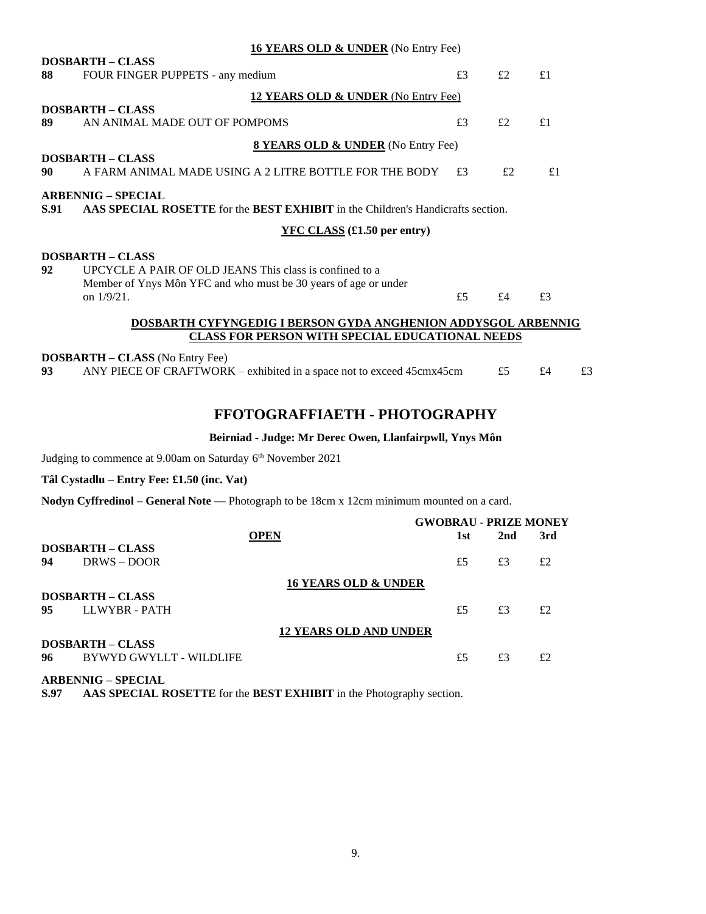**16 YEARS OLD & UNDER** (No Entry Fee)

| DOSBARTH – CLASS | | | | |
|---|---|---|---|---|
| 88 | FOUR FINGER PUPPETS - any medium | £3 | £2 | £1 |

**12 YEARS OLD & UNDER** (No Entry Fee)

| DOSBARTH – CLASS | | | | |
|---|---|---|---|---|
| 89 | AN ANIMAL MADE OUT OF POMPOMS | £3 | £2 | £1 |

**8 YEARS OLD & UNDER** (No Entry Fee)

| DOSBARTH – CLASS | | | | |
|---|---|---|---|---|
| 90 | A FARM ANIMAL MADE USING A 2 LITRE BOTTLE FOR THE BODY | £3 | £2 | £1 |

**ARBENNIG – SPECIAL**

**S.91** **AAS SPECIAL ROSETTE** for the **BEST EXHIBIT** in the Children's Handicrafts section.

**YFC CLASS (£1.50 per entry)**

| DOSBARTH – CLASS | | | | |
|---|---|---|---|---|
| 92 | UPCYCLE A PAIR OF OLD JEANS This class is confined to a Member of Ynys Môn YFC and who must be 30 years of age or under on 1/9/21. | £5 | £4 | £3 |

**DOSBARTH CYFYNGEDIG I BERSON GYDA ANGHENION ADDYSGOL ARBENNIG**
**CLASS FOR PERSON WITH SPECIAL EDUCATIONAL NEEDS**

| DOSBARTH – CLASS (No Entry Fee) | | | | |
|---|---|---|---|---|
| 93 | ANY PIECE OF CRAFTWORK – exhibited in a space not to exceed 45cmx45cm | £5 | £4 | £3 |

## FFOTOGRAFFIAETH - PHOTOGRAPHY

**Beirniad - Judge: Mr Derec Owen, Llanfairpwll, Ynys Môn**

Judging to commence at 9.00am on Saturday 6th November 2021

**Tâl Cystadlu** – **Entry Fee: £1.50 (inc. Vat)**

**Nodyn Cyffredinol – General Note —** Photograph to be 18cm x 12cm minimum mounted on a card.

| | | GWOBRAU - PRIZE MONEY | | |
|---|---|---|---|---|
| | **OPEN** | **1st** | **2nd** | **3rd** |
| **DOSBARTH – CLASS** | | | | |
| 94 | DRWS – DOOR | £5 | £3 | £2 |
| | **16 YEARS OLD & UNDER** | | | |
| **DOSBARTH – CLASS** | | | | |
| 95 | LLWYBR - PATH | £5 | £3 | £2 |
| | **12 YEARS OLD AND UNDER** | | | |
| **DOSBARTH – CLASS** | | | | |
| 96 | BYWYD GWYLLT - WILDLIFE | £5 | £3 | £2 |

**ARBENNIG – SPECIAL**

**S.97** **AAS SPECIAL ROSETTE** for the **BEST EXHIBIT** in the Photography section.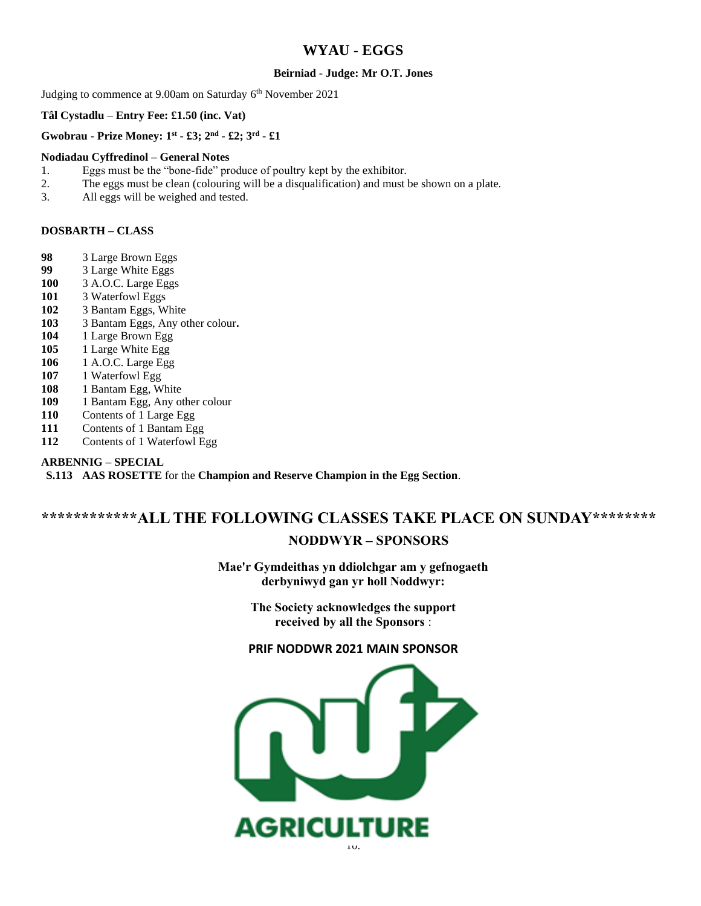# WYAU - EGGS

**Beirniad - Judge: Mr O.T. Jones**

Judging to commence at 9.00am on Saturday 6th November 2021

**Tâl Cystadlu – Entry Fee: £1.50 (inc. Vat)**

**Gwobrau - Prize Money: 1st - £3; 2nd - £2; 3rd - £1**

**Nodiadau Cyffredinol – General Notes**

1. Eggs must be the "bone-fide" produce of poultry kept by the exhibitor.
2. The eggs must be clean (colouring will be a disqualification) and must be shown on a plate.
3. All eggs will be weighed and tested.

**DOSBARTH – CLASS**

**98** 3 Large Brown Eggs
**99** 3 Large White Eggs
**100** 3 A.O.C. Large Eggs
**101** 3 Waterfowl Eggs
**102** 3 Bantam Eggs, White
**103** 3 Bantam Eggs, Any other colour.
**104** 1 Large Brown Egg
**105** 1 Large White Egg
**106** 1 A.O.C. Large Egg
**107** 1 Waterfowl Egg
**108** 1 Bantam Egg, White
**109** 1 Bantam Egg, Any other colour
**110** Contents of 1 Large Egg
**111** Contents of 1 Bantam Egg
**112** Contents of 1 Waterfowl Egg

**ARBENNIG – SPECIAL**

**S.113** **AAS ROSETTE** for the **Champion and Reserve Champion in the Egg Section**.

## ************ALL THE FOLLOWING CLASSES TAKE PLACE ON SUNDAY********

## NODDWYR – SPONSORS

**Mae'r Gymdeithas yn ddiolchgar am y gefnogaeth derbyniwyd gan yr holl Noddwyr:**

**The Society acknowledges the support received by all the Sponsors** :

**PRIF NODDWR 2021 MAIN SPONSOR**

AGRICULTURE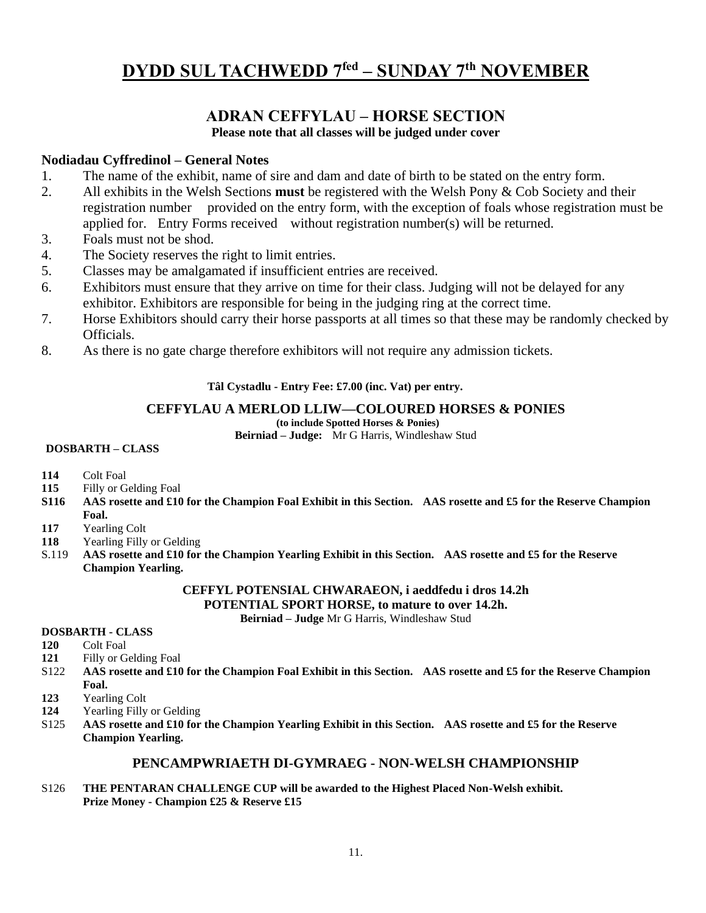# DYDD SUL TACHWEDD 7fed – SUNDAY 7th NOVEMBER

## ADRAN CEFFYLAU – HORSE SECTION

**Please note that all classes will be judged under cover**

### Nodiadau Cyffredinol – General Notes

1. The name of the exhibit, name of sire and dam and date of birth to be stated on the entry form.
2. All exhibits in the Welsh Sections **must** be registered with the Welsh Pony & Cob Society and their registration number provided on the entry form, with the exception of foals whose registration must be applied for. Entry Forms received without registration number(s) will be returned.
3. Foals must not be shod.
4. The Society reserves the right to limit entries.
5. Classes may be amalgamated if insufficient entries are received.
6. Exhibitors must ensure that they arrive on time for their class. Judging will not be delayed for any exhibitor. Exhibitors are responsible for being in the judging ring at the correct time.
7. Horse Exhibitors should carry their horse passports at all times so that these may be randomly checked by Officials.
8. As there is no gate charge therefore exhibitors will not require any admission tickets.

**Tâl Cystadlu - Entry Fee: £7.00 (inc. Vat) per entry.**

### CEFFYLAU A MERLOD LLIW—COLOURED HORSES & PONIES

**(to include Spotted Horses & Ponies)**

**Beirniad – Judge:** Mr G Harris, Windleshaw Stud

**DOSBARTH – CLASS**

**114** Colt Foal
**115** Filly or Gelding Foal
**S116 AAS rosette and £10 for the Champion Foal Exhibit in this Section. AAS rosette and £5 for the Reserve Champion Foal.**
**117** Yearling Colt
**118** Yearling Filly or Gelding
S.119 **AAS rosette and £10 for the Champion Yearling Exhibit in this Section. AAS rosette and £5 for the Reserve Champion Yearling.**

### CEFFYL POTENSIAL CHWARAEON, i aeddfedu i dros 14.2h
### POTENTIAL SPORT HORSE, to mature to over 14.2h.

**Beirniad – Judge** Mr G Harris, Windleshaw Stud

**DOSBARTH - CLASS**

**120** Colt Foal
**121** Filly or Gelding Foal
S122 **AAS rosette and £10 for the Champion Foal Exhibit in this Section. AAS rosette and £5 for the Reserve Champion Foal.**
**123** Yearling Colt
**124** Yearling Filly or Gelding
S125 **AAS rosette and £10 for the Champion Yearling Exhibit in this Section. AAS rosette and £5 for the Reserve Champion Yearling.**

### PENCAMPWRIAETH DI-GYMRAEG - NON-WELSH CHAMPIONSHIP

S126 **THE PENTARAN CHALLENGE CUP will be awarded to the Highest Placed Non-Welsh exhibit. Prize Money - Champion £25 & Reserve £15**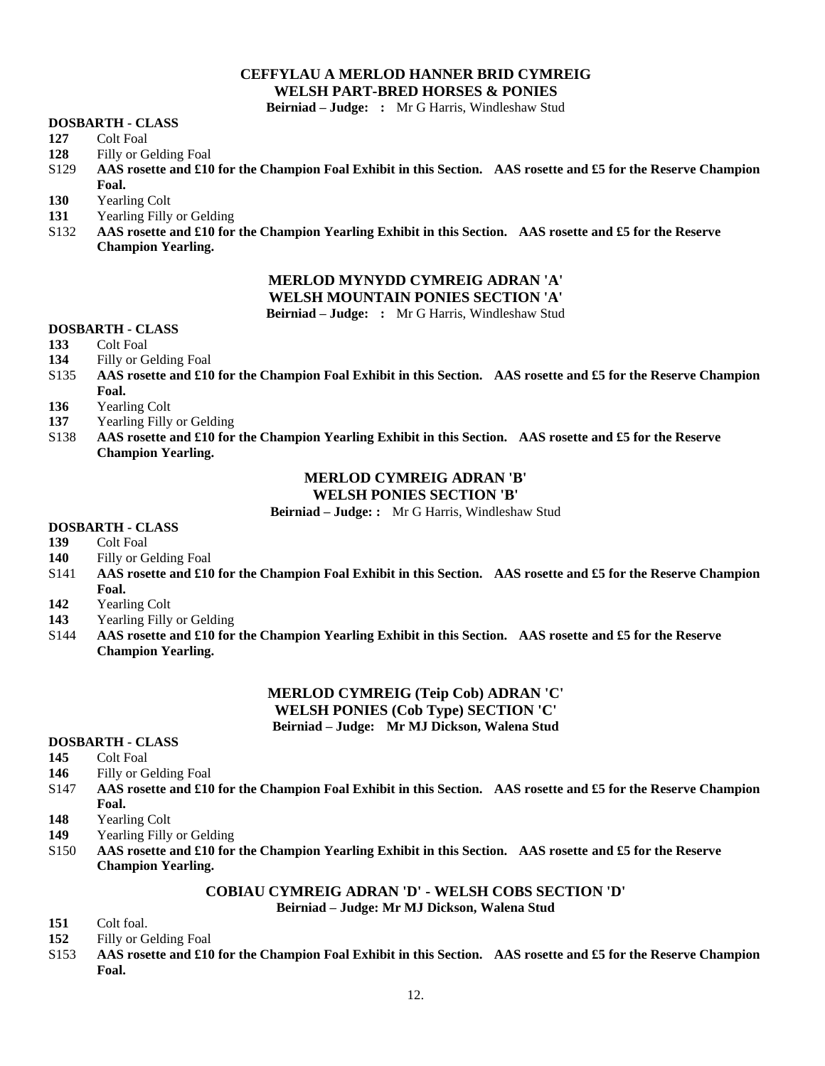## CEFFYLAU A MERLOD HANNER BRID CYMREIG
## WELSH PART-BRED HORSES & PONIES

**Beirniad – Judge: :** Mr G Harris, Windleshaw Stud

**DOSBARTH - CLASS**

- **127** Colt Foal
- **128** Filly or Gelding Foal
- S129 **AAS rosette and £10 for the Champion Foal Exhibit in this Section. AAS rosette and £5 for the Reserve Champion Foal.**
- **130** Yearling Colt
- **131** Yearling Filly or Gelding
- S132 **AAS rosette and £10 for the Champion Yearling Exhibit in this Section. AAS rosette and £5 for the Reserve Champion Yearling.**

## MERLOD MYNYDD CYMREIG ADRAN 'A'
## WELSH MOUNTAIN PONIES SECTION 'A'

**Beirniad – Judge: :** Mr G Harris, Windleshaw Stud

**DOSBARTH - CLASS**

- **133** Colt Foal
- **134** Filly or Gelding Foal
- S135 **AAS rosette and £10 for the Champion Foal Exhibit in this Section. AAS rosette and £5 for the Reserve Champion Foal.**
- **136** Yearling Colt
- **137** Yearling Filly or Gelding
- S138 **AAS rosette and £10 for the Champion Yearling Exhibit in this Section. AAS rosette and £5 for the Reserve Champion Yearling.**

## MERLOD CYMREIG ADRAN 'B'
## WELSH PONIES SECTION 'B'

**Beirniad – Judge: :** Mr G Harris, Windleshaw Stud

**DOSBARTH - CLASS**

- **139** Colt Foal
- **140** Filly or Gelding Foal
- S141 **AAS rosette and £10 for the Champion Foal Exhibit in this Section. AAS rosette and £5 for the Reserve Champion Foal.**
- **142** Yearling Colt
- **143** Yearling Filly or Gelding
- S144 **AAS rosette and £10 for the Champion Yearling Exhibit in this Section. AAS rosette and £5 for the Reserve Champion Yearling.**

## MERLOD CYMREIG (Teip Cob) ADRAN 'C'
## WELSH PONIES (Cob Type) SECTION 'C'

**Beirniad – Judge: Mr MJ Dickson, Walena Stud**

**DOSBARTH - CLASS**

- **145** Colt Foal
- **146** Filly or Gelding Foal
- S147 **AAS rosette and £10 for the Champion Foal Exhibit in this Section. AAS rosette and £5 for the Reserve Champion Foal.**
- **148** Yearling Colt
- **149** Yearling Filly or Gelding
- S150 **AAS rosette and £10 for the Champion Yearling Exhibit in this Section. AAS rosette and £5 for the Reserve Champion Yearling.**

## COBIAU CYMREIG ADRAN 'D' - WELSH COBS SECTION 'D'

**Beirniad – Judge: Mr MJ Dickson, Walena Stud**

- **151** Colt foal.
- **152** Filly or Gelding Foal
- S153 **AAS rosette and £10 for the Champion Foal Exhibit in this Section. AAS rosette and £5 for the Reserve Champion Foal.**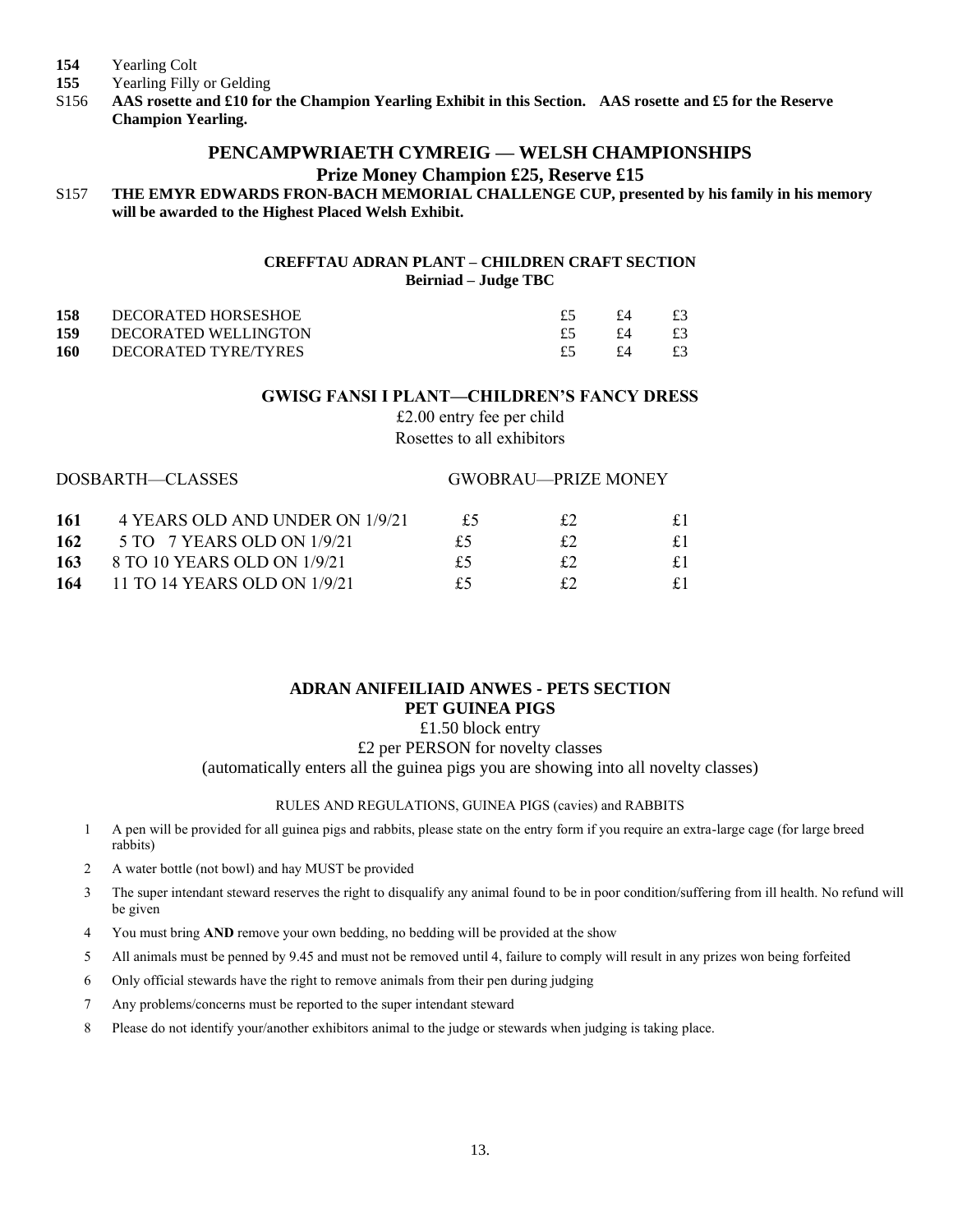**154** Yearling Colt
**155** Yearling Filly or Gelding
S156 **AAS rosette and £10 for the Champion Yearling Exhibit in this Section. AAS rosette and £5 for the Reserve Champion Yearling.**

## PENCAMPWRIAETH CYMREIG — WELSH CHAMPIONSHIPS

### Prize Money Champion £25, Reserve £15

S157 **THE EMYR EDWARDS FRON-BACH MEMORIAL CHALLENGE CUP, presented by his family in his memory will be awarded to the Highest Placed Welsh Exhibit.**

### CREFFTAU ADRAN PLANT – CHILDREN CRAFT SECTION

**Beirniad – Judge TBC**

| | | | | |
|---|---|---|---|---|
| **158** | DECORATED HORSESHOE | £5 | £4 | £3 |
| **159** | DECORATED WELLINGTON | £5 | £4 | £3 |
| **160** | DECORATED TYRE/TYRES | £5 | £4 | £3 |

### GWISG FANSI I PLANT—CHILDREN'S FANCY DRESS

£2.00 entry fee per child
Rosettes to all exhibitors

| | DOSBARTH—CLASSES | GWOBRAU—PRIZE MONEY | | |
|---|---|---|---|---|
| **161** | 4 YEARS OLD AND UNDER ON 1/9/21 | £5 | £2 | £1 |
| **162** | 5 TO 7 YEARS OLD ON 1/9/21 | £5 | £2 | £1 |
| **163** | 8 TO 10 YEARS OLD ON 1/9/21 | £5 | £2 | £1 |
| **164** | 11 TO 14 YEARS OLD ON 1/9/21 | £5 | £2 | £1 |

### ADRAN ANIFEILIAID ANWES - PETS SECTION

### PET GUINEA PIGS

£1.50 block entry
£2 per PERSON for novelty classes
(automatically enters all the guinea pigs you are showing into all novelty classes)

RULES AND REGULATIONS, GUINEA PIGS (cavies) and RABBITS

1. A pen will be provided for all guinea pigs and rabbits, please state on the entry form if you require an extra-large cage (for large breed rabbits)
2. A water bottle (not bowl) and hay MUST be provided
3. The super intendant steward reserves the right to disqualify any animal found to be in poor condition/suffering from ill health. No refund will be given
4. You must bring **AND** remove your own bedding, no bedding will be provided at the show
5. All animals must be penned by 9.45 and must not be removed until 4, failure to comply will result in any prizes won being forfeited
6. Only official stewards have the right to remove animals from their pen during judging
7. Any problems/concerns must be reported to the super intendant steward
8. Please do not identify your/another exhibitors animal to the judge or stewards when judging is taking place.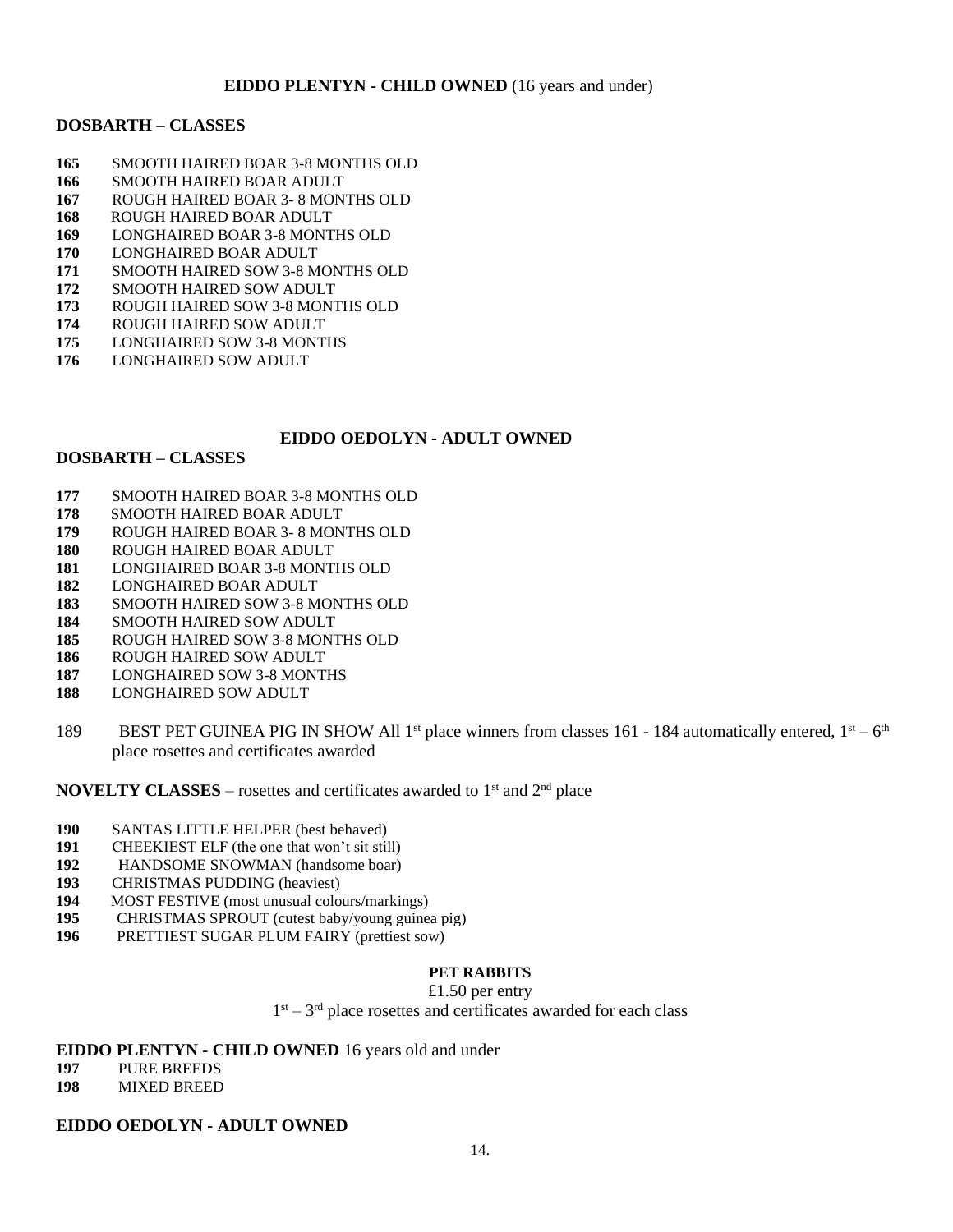**EIDDO PLENTYN - CHILD OWNED** (16 years and under)

**DOSBARTH – CLASSES**

**165** SMOOTH HAIRED BOAR 3-8 MONTHS OLD
**166** SMOOTH HAIRED BOAR ADULT
**167** ROUGH HAIRED BOAR 3- 8 MONTHS OLD
**168** ROUGH HAIRED BOAR ADULT
**169** LONGHAIRED BOAR 3-8 MONTHS OLD
**170** LONGHAIRED BOAR ADULT
**171** SMOOTH HAIRED SOW 3-8 MONTHS OLD
**172** SMOOTH HAIRED SOW ADULT
**173** ROUGH HAIRED SOW 3-8 MONTHS OLD
**174** ROUGH HAIRED SOW ADULT
**175** LONGHAIRED SOW 3-8 MONTHS
**176** LONGHAIRED SOW ADULT

**EIDDO OEDOLYN - ADULT OWNED**

**DOSBARTH – CLASSES**

**177** SMOOTH HAIRED BOAR 3-8 MONTHS OLD
**178** SMOOTH HAIRED BOAR ADULT
**179** ROUGH HAIRED BOAR 3- 8 MONTHS OLD
**180** ROUGH HAIRED BOAR ADULT
**181** LONGHAIRED BOAR 3-8 MONTHS OLD
**182** LONGHAIRED BOAR ADULT
**183** SMOOTH HAIRED SOW 3-8 MONTHS OLD
**184** SMOOTH HAIRED SOW ADULT
**185** ROUGH HAIRED SOW 3-8 MONTHS OLD
**186** ROUGH HAIRED SOW ADULT
**187** LONGHAIRED SOW 3-8 MONTHS
**188** LONGHAIRED SOW ADULT

189 BEST PET GUINEA PIG IN SHOW All 1st place winners from classes 161 - 184 automatically entered, 1st – 6th place rosettes and certificates awarded

**NOVELTY CLASSES** – rosettes and certificates awarded to 1st and 2nd place

**190** SANTAS LITTLE HELPER (best behaved)
**191** CHEEKIEST ELF (the one that won't sit still)
**192** HANDSOME SNOWMAN (handsome boar)
**193** CHRISTMAS PUDDING (heaviest)
**194** MOST FESTIVE (most unusual colours/markings)
**195** CHRISTMAS SPROUT (cutest baby/young guinea pig)
**196** PRETTIEST SUGAR PLUM FAIRY (prettiest sow)

**PET RABBITS**

£1.50 per entry

1st – 3rd place rosettes and certificates awarded for each class

**EIDDO PLENTYN - CHILD OWNED** 16 years old and under

**197** PURE BREEDS
**198** MIXED BREED

**EIDDO OEDOLYN - ADULT OWNED**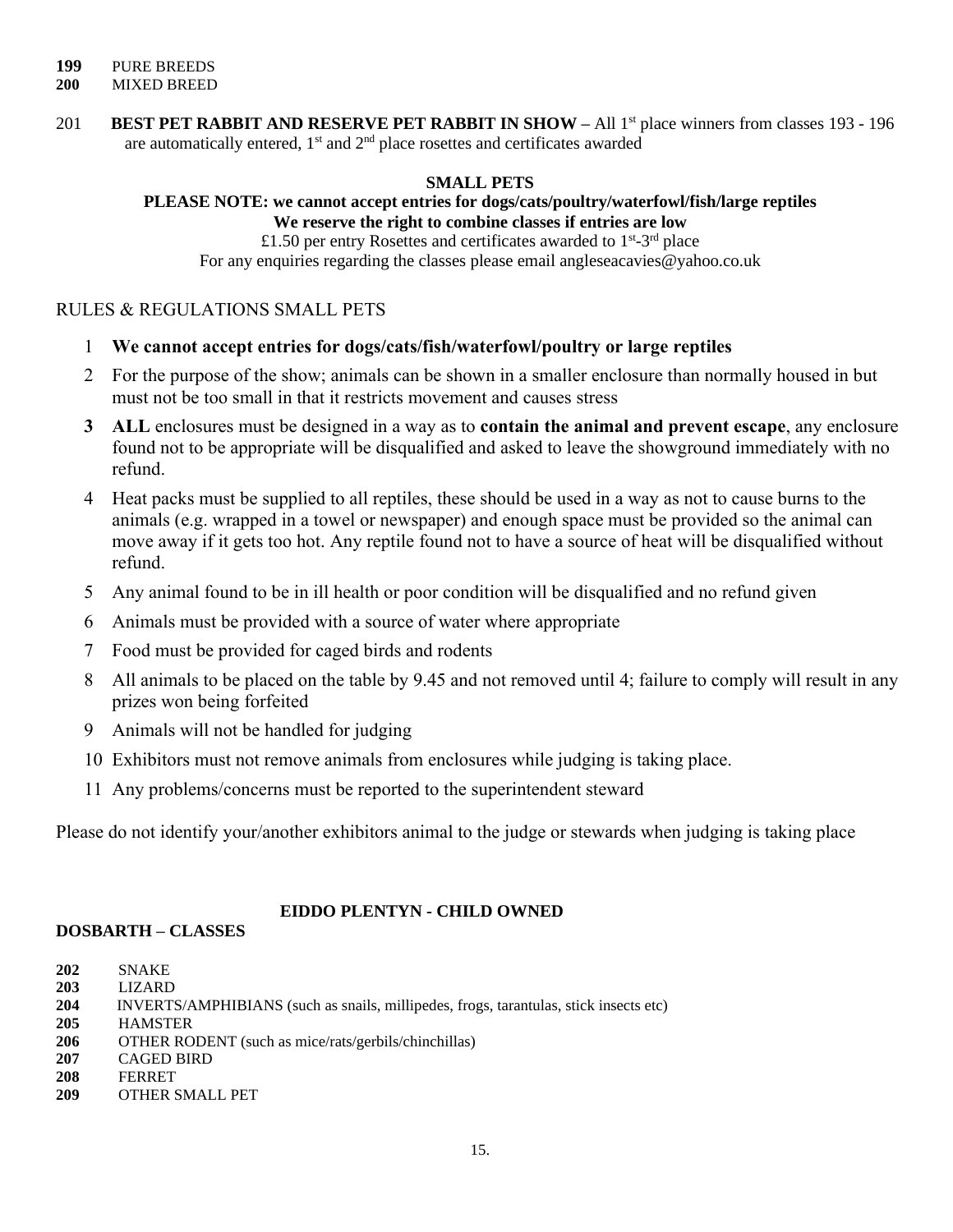**199** PURE BREEDS
**200** MIXED BREED

201 **BEST PET RABBIT AND RESERVE PET RABBIT IN SHOW –** All 1st place winners from classes 193 - 196 are automatically entered, 1st and 2nd place rosettes and certificates awarded

**SMALL PETS**

**PLEASE NOTE: we cannot accept entries for dogs/cats/poultry/waterfowl/fish/large reptiles**

**We reserve the right to combine classes if entries are low**

£1.50 per entry Rosettes and certificates awarded to 1st-3rd place

For any enquiries regarding the classes please email angleseacavies@yahoo.co.uk

## RULES & REGULATIONS SMALL PETS

1. **We cannot accept entries for dogs/cats/fish/waterfowl/poultry or large reptiles**
2. For the purpose of the show; animals can be shown in a smaller enclosure than normally housed in but must not be too small in that it restricts movement and causes stress
3. **ALL** enclosures must be designed in a way as to **contain the animal and prevent escape**, any enclosure found not to be appropriate will be disqualified and asked to leave the showground immediately with no refund.
4. Heat packs must be supplied to all reptiles, these should be used in a way as not to cause burns to the animals (e.g. wrapped in a towel or newspaper) and enough space must be provided so the animal can move away if it gets too hot. Any reptile found not to have a source of heat will be disqualified without refund.
5. Any animal found to be in ill health or poor condition will be disqualified and no refund given
6. Animals must be provided with a source of water where appropriate
7. Food must be provided for caged birds and rodents
8. All animals to be placed on the table by 9.45 and not removed until 4; failure to comply will result in any prizes won being forfeited
9. Animals will not be handled for judging
10. Exhibitors must not remove animals from enclosures while judging is taking place.
11. Any problems/concerns must be reported to the superintendent steward

Please do not identify your/another exhibitors animal to the judge or stewards when judging is taking place

**EIDDO PLENTYN - CHILD OWNED**

**DOSBARTH – CLASSES**

**202** SNAKE
**203** LIZARD
**204** INVERTS/AMPHIBIANS (such as snails, millipedes, frogs, tarantulas, stick insects etc)
**205** HAMSTER
**206** OTHER RODENT (such as mice/rats/gerbils/chinchillas)
**207** CAGED BIRD
**208** FERRET
**209** OTHER SMALL PET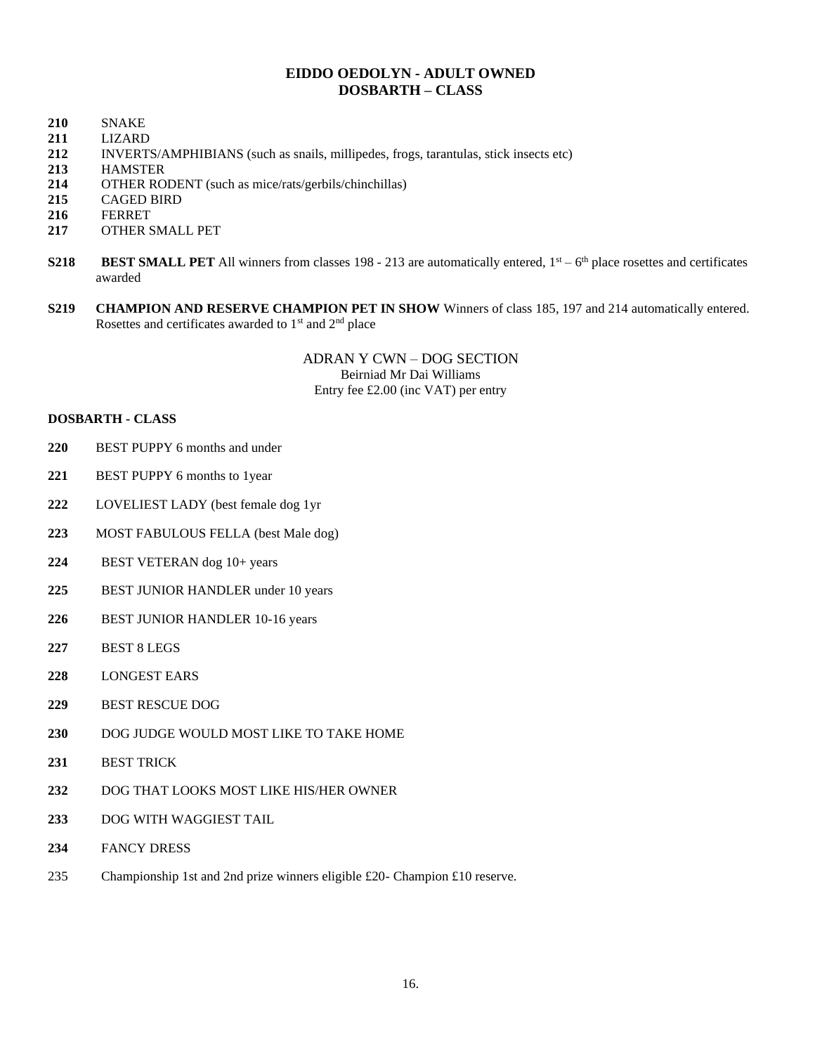## EIDDO OEDOLYN - ADULT OWNED
## DOSBARTH – CLASS

**210** SNAKE
**211** LIZARD
**212** INVERTS/AMPHIBIANS (such as snails, millipedes, frogs, tarantulas, stick insects etc)
**213** HAMSTER
**214** OTHER RODENT (such as mice/rats/gerbils/chinchillas)
**215** CAGED BIRD
**216** FERRET
**217** OTHER SMALL PET

**S218** **BEST SMALL PET** All winners from classes 198 - 213 are automatically entered, 1st – 6th place rosettes and certificates awarded

**S219** **CHAMPION AND RESERVE CHAMPION PET IN SHOW** Winners of class 185, 197 and 214 automatically entered. Rosettes and certificates awarded to 1st and 2nd place

### ADRAN Y CWN – DOG SECTION

Beirniad Mr Dai Williams
Entry fee £2.00 (inc VAT) per entry

**DOSBARTH - CLASS**

**220** BEST PUPPY 6 months and under

**221** BEST PUPPY 6 months to 1year

**222** LOVELIEST LADY (best female dog 1yr

**223** MOST FABULOUS FELLA (best Male dog)

**224** BEST VETERAN dog 10+ years

**225** BEST JUNIOR HANDLER under 10 years

**226** BEST JUNIOR HANDLER 10-16 years

**227** BEST 8 LEGS

**228** LONGEST EARS

**229** BEST RESCUE DOG

**230** DOG JUDGE WOULD MOST LIKE TO TAKE HOME

**231** BEST TRICK

**232** DOG THAT LOOKS MOST LIKE HIS/HER OWNER

**233** DOG WITH WAGGIEST TAIL

**234** FANCY DRESS

235 Championship 1st and 2nd prize winners eligible £20- Champion £10 reserve.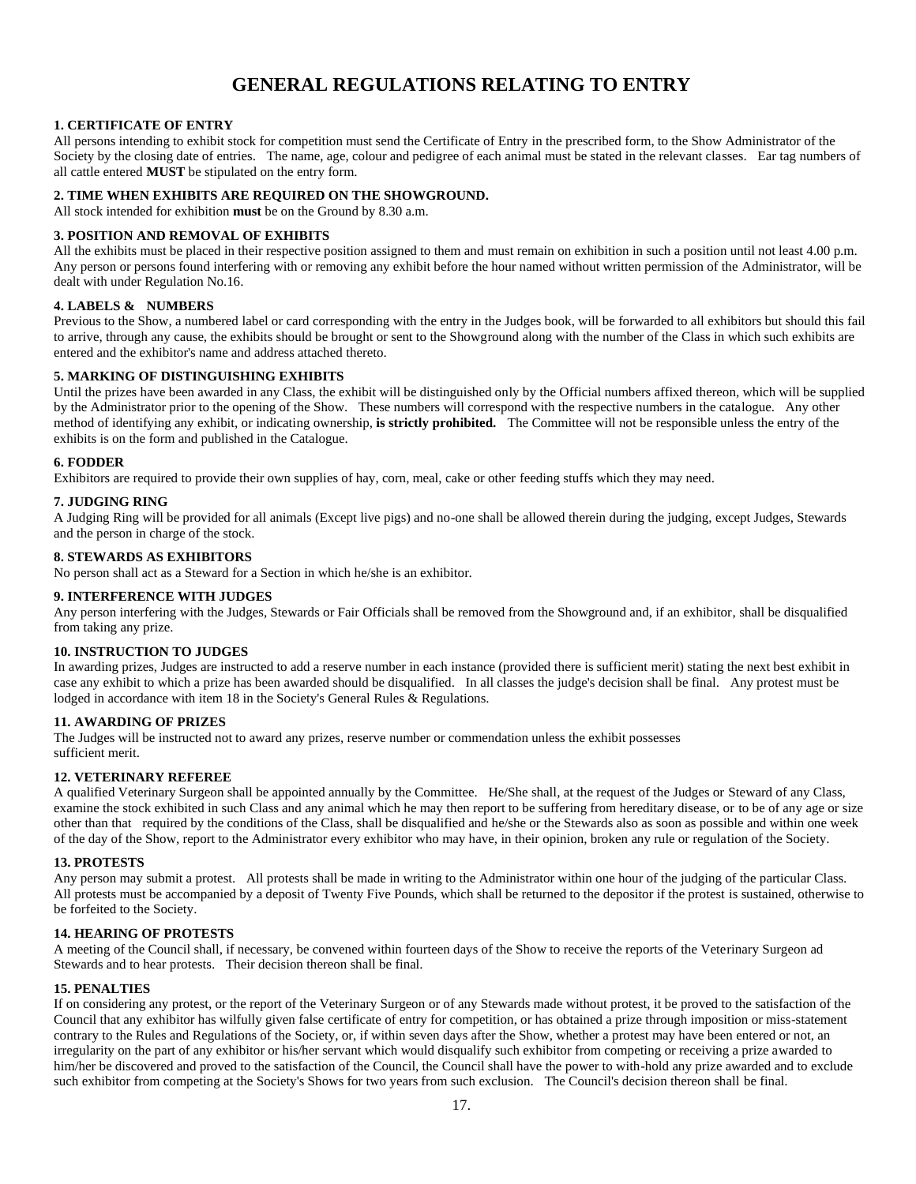# GENERAL REGULATIONS RELATING TO ENTRY

**1. CERTIFICATE OF ENTRY**

All persons intending to exhibit stock for competition must send the Certificate of Entry in the prescribed form, to the Show Administrator of the Society by the closing date of entries. The name, age, colour and pedigree of each animal must be stated in the relevant classes. Ear tag numbers of all cattle entered **MUST** be stipulated on the entry form.

**2. TIME WHEN EXHIBITS ARE REQUIRED ON THE SHOWGROUND.**

All stock intended for exhibition **must** be on the Ground by 8.30 a.m.

**3. POSITION AND REMOVAL OF EXHIBITS**

All the exhibits must be placed in their respective position assigned to them and must remain on exhibition in such a position until not least 4.00 p.m. Any person or persons found interfering with or removing any exhibit before the hour named without written permission of the Administrator, will be dealt with under Regulation No.16.

**4. LABELS & NUMBERS**

Previous to the Show, a numbered label or card corresponding with the entry in the Judges book, will be forwarded to all exhibitors but should this fail to arrive, through any cause, the exhibits should be brought or sent to the Showground along with the number of the Class in which such exhibits are entered and the exhibitor's name and address attached thereto.

**5. MARKING OF DISTINGUISHING EXHIBITS**

Until the prizes have been awarded in any Class, the exhibit will be distinguished only by the Official numbers affixed thereon, which will be supplied by the Administrator prior to the opening of the Show. These numbers will correspond with the respective numbers in the catalogue. Any other method of identifying any exhibit, or indicating ownership, **is strictly prohibited.** The Committee will not be responsible unless the entry of the exhibits is on the form and published in the Catalogue.

**6. FODDER**

Exhibitors are required to provide their own supplies of hay, corn, meal, cake or other feeding stuffs which they may need.

**7. JUDGING RING**

A Judging Ring will be provided for all animals (Except live pigs) and no-one shall be allowed therein during the judging, except Judges, Stewards and the person in charge of the stock.

**8. STEWARDS AS EXHIBITORS**

No person shall act as a Steward for a Section in which he/she is an exhibitor.

**9. INTERFERENCE WITH JUDGES**

Any person interfering with the Judges, Stewards or Fair Officials shall be removed from the Showground and, if an exhibitor, shall be disqualified from taking any prize.

**10. INSTRUCTION TO JUDGES**

In awarding prizes, Judges are instructed to add a reserve number in each instance (provided there is sufficient merit) stating the next best exhibit in case any exhibit to which a prize has been awarded should be disqualified. In all classes the judge's decision shall be final. Any protest must be lodged in accordance with item 18 in the Society's General Rules & Regulations.

**11. AWARDING OF PRIZES**

The Judges will be instructed not to award any prizes, reserve number or commendation unless the exhibit possesses sufficient merit.

**12. VETERINARY REFEREE**

A qualified Veterinary Surgeon shall be appointed annually by the Committee. He/She shall, at the request of the Judges or Steward of any Class, examine the stock exhibited in such Class and any animal which he may then report to be suffering from hereditary disease, or to be of any age or size other than that required by the conditions of the Class, shall be disqualified and he/she or the Stewards also as soon as possible and within one week of the day of the Show, report to the Administrator every exhibitor who may have, in their opinion, broken any rule or regulation of the Society.

**13. PROTESTS**

Any person may submit a protest. All protests shall be made in writing to the Administrator within one hour of the judging of the particular Class. All protests must be accompanied by a deposit of Twenty Five Pounds, which shall be returned to the depositor if the protest is sustained, otherwise to be forfeited to the Society.

**14. HEARING OF PROTESTS**

A meeting of the Council shall, if necessary, be convened within fourteen days of the Show to receive the reports of the Veterinary Surgeon ad Stewards and to hear protests. Their decision thereon shall be final.

**15. PENALTIES**

If on considering any protest, or the report of the Veterinary Surgeon or of any Stewards made without protest, it be proved to the satisfaction of the Council that any exhibitor has wilfully given false certificate of entry for competition, or has obtained a prize through imposition or miss-statement contrary to the Rules and Regulations of the Society, or, if within seven days after the Show, whether a protest may have been entered or not, an irregularity on the part of any exhibitor or his/her servant which would disqualify such exhibitor from competing or receiving a prize awarded to him/her be discovered and proved to the satisfaction of the Council, the Council shall have the power to with-hold any prize awarded and to exclude such exhibitor from competing at the Society's Shows for two years from such exclusion. The Council's decision thereon shall be final.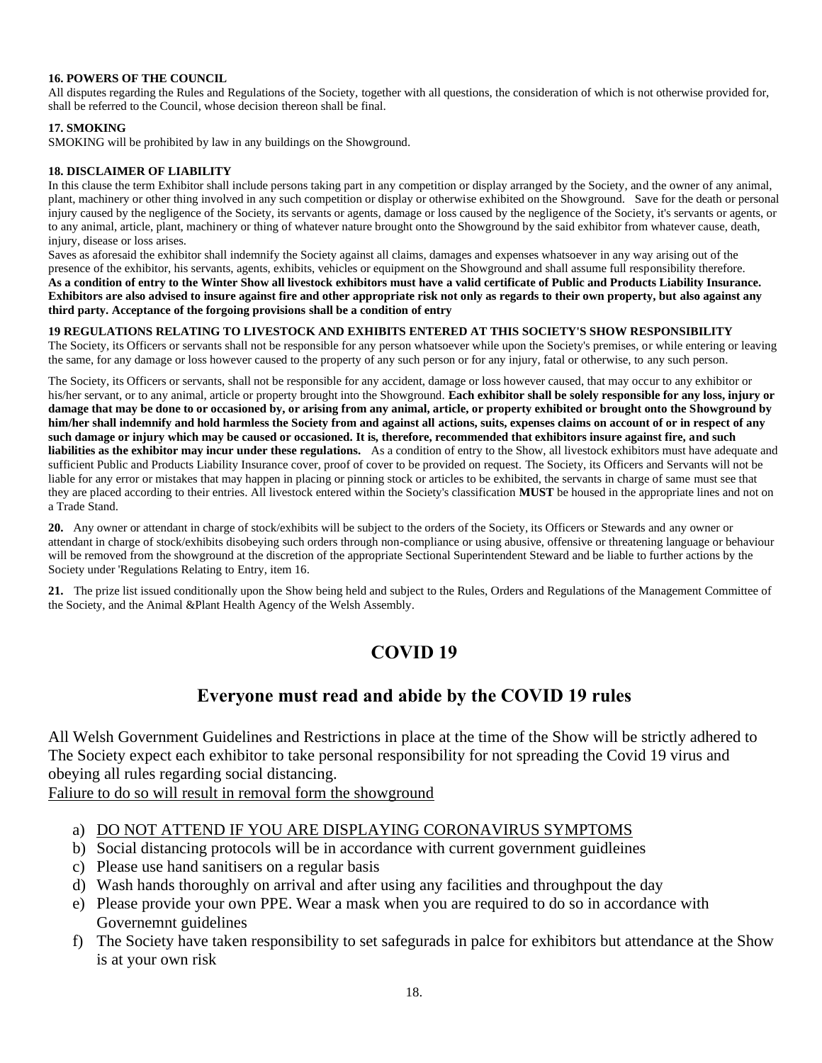#### 16. POWERS OF THE COUNCIL

All disputes regarding the Rules and Regulations of the Society, together with all questions, the consideration of which is not otherwise provided for, shall be referred to the Council, whose decision thereon shall be final.

#### 17. SMOKING

SMOKING will be prohibited by law in any buildings on the Showground.

#### 18. DISCLAIMER OF LIABILITY

In this clause the term Exhibitor shall include persons taking part in any competition or display arranged by the Society, and the owner of any animal, plant, machinery or other thing involved in any such competition or display or otherwise exhibited on the Showground. Save for the death or personal injury caused by the negligence of the Society, its servants or agents, damage or loss caused by the negligence of the Society, it's servants or agents, or to any animal, article, plant, machinery or thing of whatever nature brought onto the Showground by the said exhibitor from whatever cause, death, injury, disease or loss arises.

Saves as aforesaid the exhibitor shall indemnify the Society against all claims, damages and expenses whatsoever in any way arising out of the presence of the exhibitor, his servants, agents, exhibits, vehicles or equipment on the Showground and shall assume full responsibility therefore. **As a condition of entry to the Winter Show all livestock exhibitors must have a valid certificate of Public and Products Liability Insurance. Exhibitors are also advised to insure against fire and other appropriate risk not only as regards to their own property, but also against any third party. Acceptance of the forgoing provisions shall be a condition of entry**

#### 19 REGULATIONS RELATING TO LIVESTOCK AND EXHIBITS ENTERED AT THIS SOCIETY'S SHOW RESPONSIBILITY

The Society, its Officers or servants shall not be responsible for any person whatsoever while upon the Society's premises, or while entering or leaving the same, for any damage or loss however caused to the property of any such person or for any injury, fatal or otherwise, to any such person.

The Society, its Officers or servants, shall not be responsible for any accident, damage or loss however caused, that may occur to any exhibitor or his/her servant, or to any animal, article or property brought into the Showground. **Each exhibitor shall be solely responsible for any loss, injury or damage that may be done to or occasioned by, or arising from any animal, article, or property exhibited or brought onto the Showground by him/her shall indemnify and hold harmless the Society from and against all actions, suits, expenses claims on account of or in respect of any such damage or injury which may be caused or occasioned. It is, therefore, recommended that exhibitors insure against fire, and such liabilities as the exhibitor may incur under these regulations.** As a condition of entry to the Show, all livestock exhibitors must have adequate and sufficient Public and Products Liability Insurance cover, proof of cover to be provided on request. The Society, its Officers and Servants will not be liable for any error or mistakes that may happen in placing or pinning stock or articles to be exhibited, the servants in charge of same must see that they are placed according to their entries. All livestock entered within the Society's classification **MUST** be housed in the appropriate lines and not on a Trade Stand.

**20.** Any owner or attendant in charge of stock/exhibits will be subject to the orders of the Society, its Officers or Stewards and any owner or attendant in charge of stock/exhibits disobeying such orders through non-compliance or using abusive, offensive or threatening language or behaviour will be removed from the showground at the discretion of the appropriate Sectional Superintendent Steward and be liable to further actions by the Society under 'Regulations Relating to Entry, item 16.

**21.** The prize list issued conditionally upon the Show being held and subject to the Rules, Orders and Regulations of the Management Committee of the Society, and the Animal &Plant Health Agency of the Welsh Assembly.

# COVID 19

## Everyone must read and abide by the COVID 19 rules

All Welsh Government Guidelines and Restrictions in place at the time of the Show will be strictly adhered to The Society expect each exhibitor to take personal responsibility for not spreading the Covid 19 virus and obeying all rules regarding social distancing.
<u>Faliure to do so will result in removal form the showground</u>

a) <u>DO NOT ATTEND IF YOU ARE DISPLAYING CORONAVIRUS SYMPTOMS</u>
b) Social distancing protocols will be in accordance with current government guidleines
c) Please use hand sanitisers on a regular basis
d) Wash hands thoroughly on arrival and after using any facilities and throughpout the day
e) Please provide your own PPE. Wear a mask when you are required to do so in accordance with Governemnt guidelines
f) The Society have taken responsibility to set safegurads in palce for exhibitors but attendance at the Show is at your own risk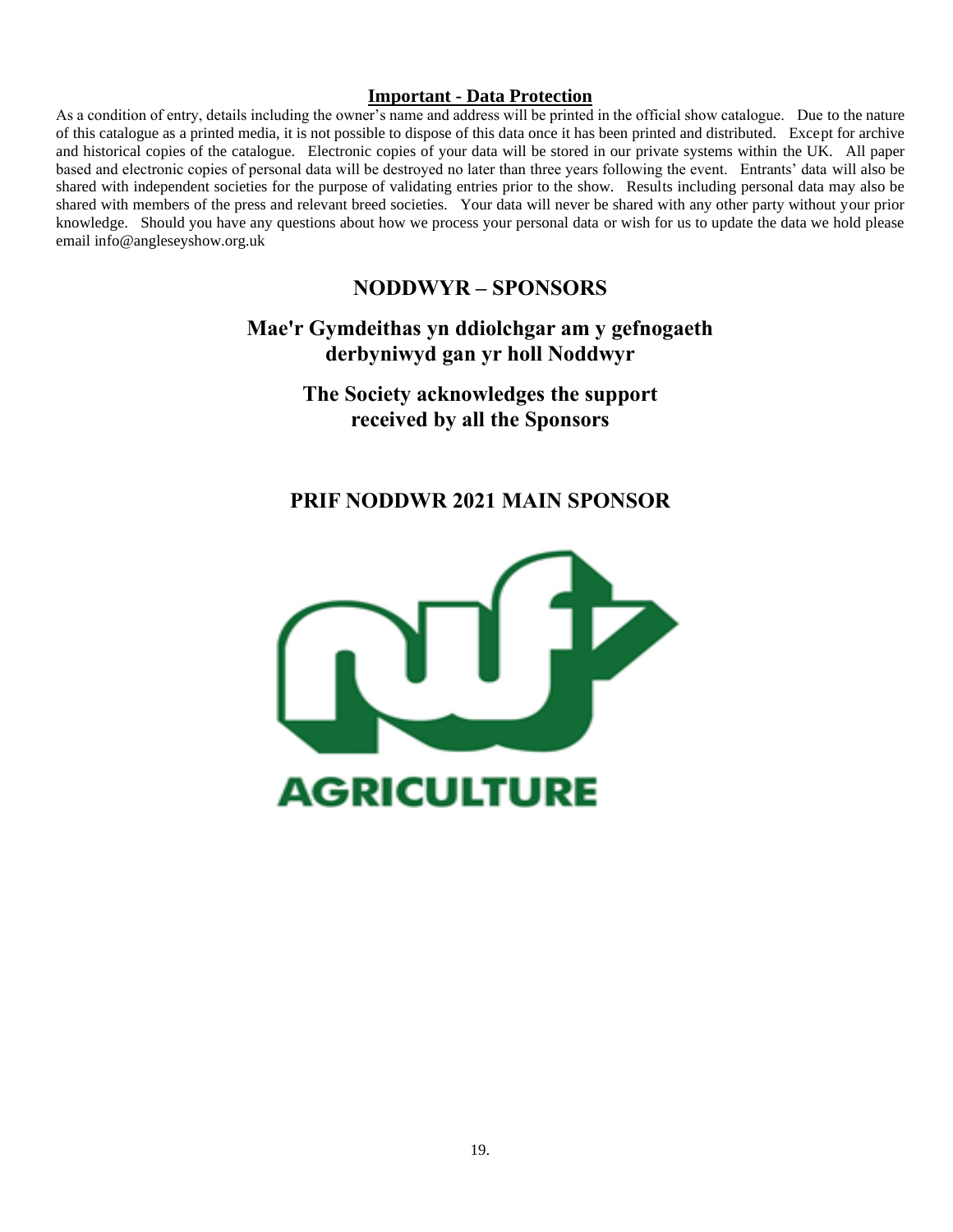**Important - Data Protection**

As a condition of entry, details including the owner's name and address will be printed in the official show catalogue. Due to the nature of this catalogue as a printed media, it is not possible to dispose of this data once it has been printed and distributed. Except for archive and historical copies of the catalogue. Electronic copies of your data will be stored in our private systems within the UK. All paper based and electronic copies of personal data will be destroyed no later than three years following the event. Entrants' data will also be shared with independent societies for the purpose of validating entries prior to the show. Results including personal data may also be shared with members of the press and relevant breed societies. Your data will never be shared with any other party without your prior knowledge. Should you have any questions about how we process your personal data or wish for us to update the data we hold please email info@angleseyshow.org.uk

## NODDWYR – SPONSORS

### Mae'r Gymdeithas yn ddiolchgar am y gefnogaeth derbyniwyd gan yr holl Noddwyr

### The Society acknowledges the support received by all the Sponsors

## PRIF NODDWR 2021 MAIN SPONSOR

AGRICULTURE